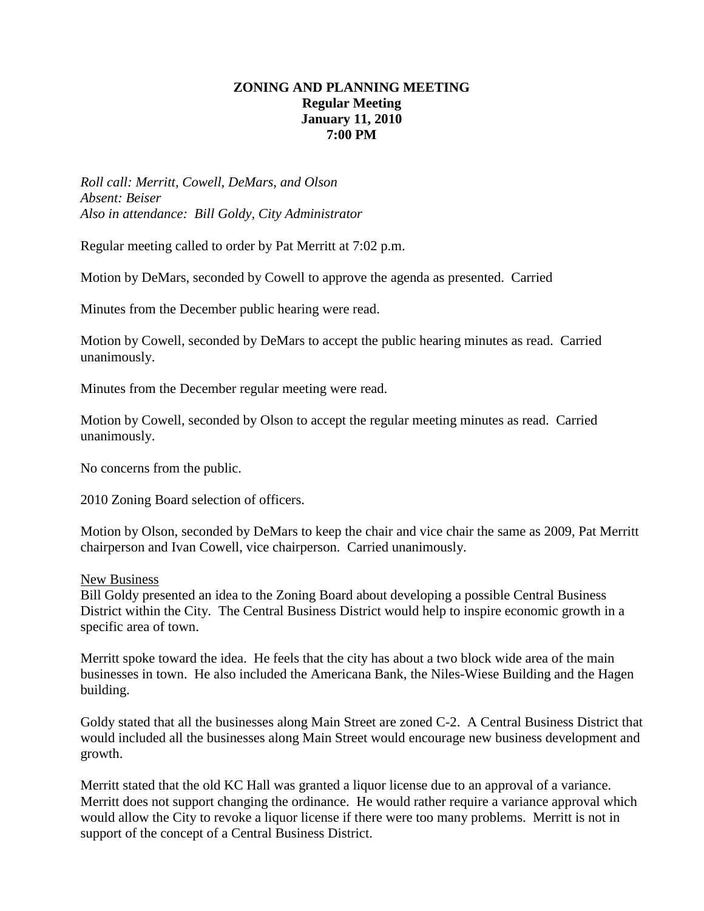**ZONING AND PLANNING MEETING**
**Regular Meeting**
**January 11, 2010**
**7:00 PM**

*Roll call: Merritt, Cowell, DeMars, and Olson*
*Absent: Beiser*
*Also in attendance: Bill Goldy, City Administrator*

Regular meeting called to order by Pat Merritt at 7:02 p.m.

Motion by DeMars, seconded by Cowell to approve the agenda as presented. Carried

Minutes from the December public hearing were read.

Motion by Cowell, seconded by DeMars to accept the public hearing minutes as read. Carried unanimously.

Minutes from the December regular meeting were read.

Motion by Cowell, seconded by Olson to accept the regular meeting minutes as read. Carried unanimously.

No concerns from the public.

2010 Zoning Board selection of officers.

Motion by Olson, seconded by DeMars to keep the chair and vice chair the same as 2009, Pat Merritt chairperson and Ivan Cowell, vice chairperson. Carried unanimously.

<u>New Business</u>
Bill Goldy presented an idea to the Zoning Board about developing a possible Central Business District within the City. The Central Business District would help to inspire economic growth in a specific area of town.

Merritt spoke toward the idea. He feels that the city has about a two block wide area of the main businesses in town. He also included the Americana Bank, the Niles-Wiese Building and the Hagen building.

Goldy stated that all the businesses along Main Street are zoned C-2. A Central Business District that would included all the businesses along Main Street would encourage new business development and growth.

Merritt stated that the old KC Hall was granted a liquor license due to an approval of a variance. Merritt does not support changing the ordinance. He would rather require a variance approval which would allow the City to revoke a liquor license if there were too many problems. Merritt is not in support of the concept of a Central Business District.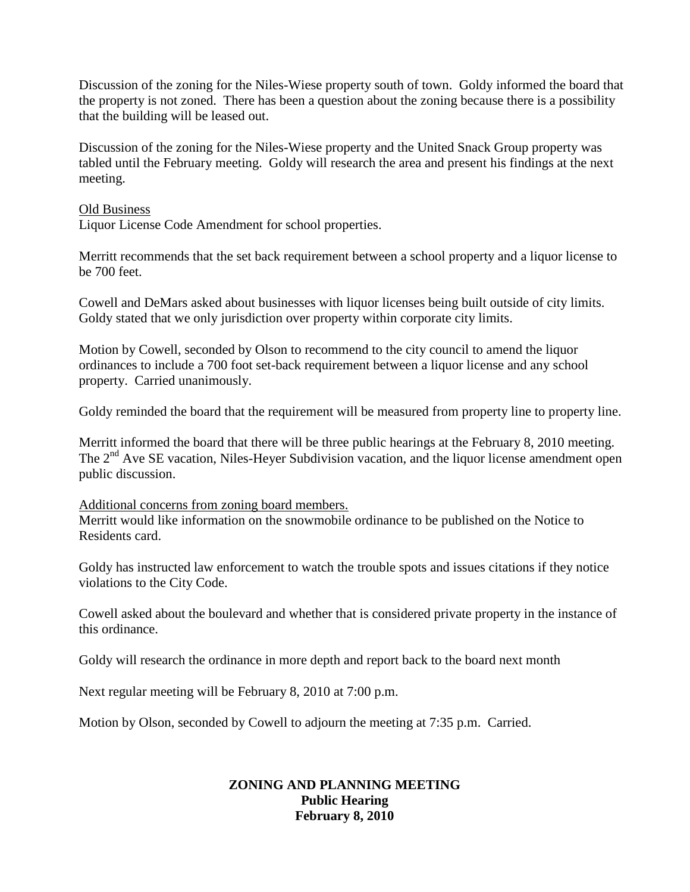Discussion of the zoning for the Niles-Wiese property south of town. Goldy informed the board that the property is not zoned. There has been a question about the zoning because there is a possibility that the building will be leased out.

Discussion of the zoning for the Niles-Wiese property and the United Snack Group property was tabled until the February meeting. Goldy will research the area and present his findings at the next meeting.

Old Business

Liquor License Code Amendment for school properties.

Merritt recommends that the set back requirement between a school property and a liquor license to be 700 feet.

Cowell and DeMars asked about businesses with liquor licenses being built outside of city limits. Goldy stated that we only jurisdiction over property within corporate city limits.

Motion by Cowell, seconded by Olson to recommend to the city council to amend the liquor ordinances to include a 700 foot set-back requirement between a liquor license and any school property. Carried unanimously.

Goldy reminded the board that the requirement will be measured from property line to property line.

Merritt informed the board that there will be three public hearings at the February 8, 2010 meeting. The 2nd Ave SE vacation, Niles-Heyer Subdivision vacation, and the liquor license amendment open public discussion.

Additional concerns from zoning board members.

Merritt would like information on the snowmobile ordinance to be published on the Notice to Residents card.

Goldy has instructed law enforcement to watch the trouble spots and issues citations if they notice violations to the City Code.

Cowell asked about the boulevard and whether that is considered private property in the instance of this ordinance.

Goldy will research the ordinance in more depth and report back to the board next month

Next regular meeting will be February 8, 2010 at 7:00 p.m.

Motion by Olson, seconded by Cowell to adjourn the meeting at 7:35 p.m. Carried.

**ZONING AND PLANNING MEETING**
**Public Hearing**
**February 8, 2010**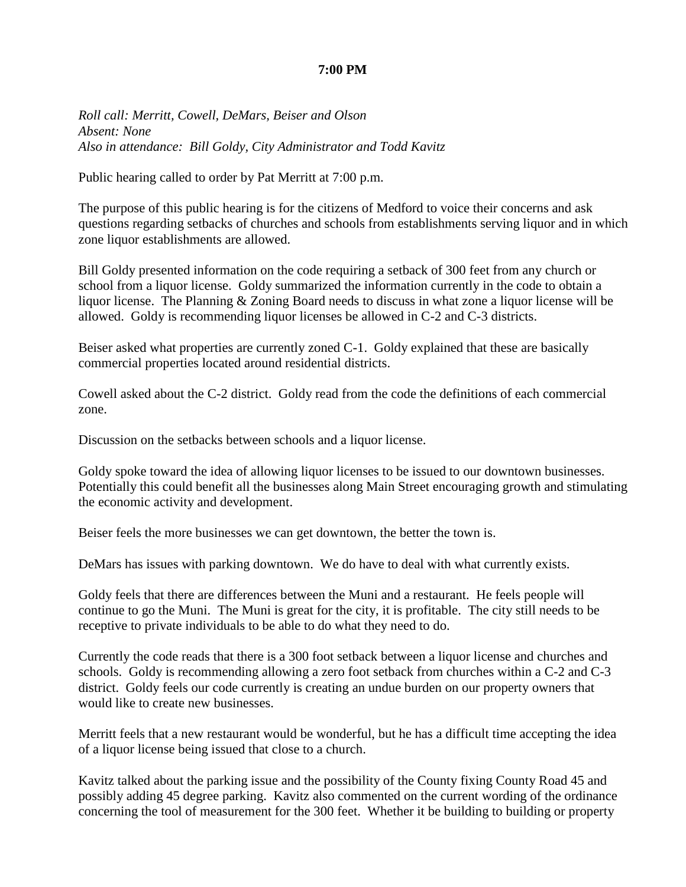**7:00 PM**

*Roll call: Merritt, Cowell, DeMars, Beiser and Olson*
*Absent: None*
*Also in attendance: Bill Goldy, City Administrator and Todd Kavitz*

Public hearing called to order by Pat Merritt at 7:00 p.m.

The purpose of this public hearing is for the citizens of Medford to voice their concerns and ask questions regarding setbacks of churches and schools from establishments serving liquor and in which zone liquor establishments are allowed.

Bill Goldy presented information on the code requiring a setback of 300 feet from any church or school from a liquor license. Goldy summarized the information currently in the code to obtain a liquor license. The Planning & Zoning Board needs to discuss in what zone a liquor license will be allowed. Goldy is recommending liquor licenses be allowed in C-2 and C-3 districts.

Beiser asked what properties are currently zoned C-1. Goldy explained that these are basically commercial properties located around residential districts.

Cowell asked about the C-2 district. Goldy read from the code the definitions of each commercial zone.

Discussion on the setbacks between schools and a liquor license.

Goldy spoke toward the idea of allowing liquor licenses to be issued to our downtown businesses. Potentially this could benefit all the businesses along Main Street encouraging growth and stimulating the economic activity and development.

Beiser feels the more businesses we can get downtown, the better the town is.

DeMars has issues with parking downtown. We do have to deal with what currently exists.

Goldy feels that there are differences between the Muni and a restaurant. He feels people will continue to go the Muni. The Muni is great for the city, it is profitable. The city still needs to be receptive to private individuals to be able to do what they need to do.

Currently the code reads that there is a 300 foot setback between a liquor license and churches and schools. Goldy is recommending allowing a zero foot setback from churches within a C-2 and C-3 district. Goldy feels our code currently is creating an undue burden on our property owners that would like to create new businesses.

Merritt feels that a new restaurant would be wonderful, but he has a difficult time accepting the idea of a liquor license being issued that close to a church.

Kavitz talked about the parking issue and the possibility of the County fixing County Road 45 and possibly adding 45 degree parking. Kavitz also commented on the current wording of the ordinance concerning the tool of measurement for the 300 feet. Whether it be building to building or property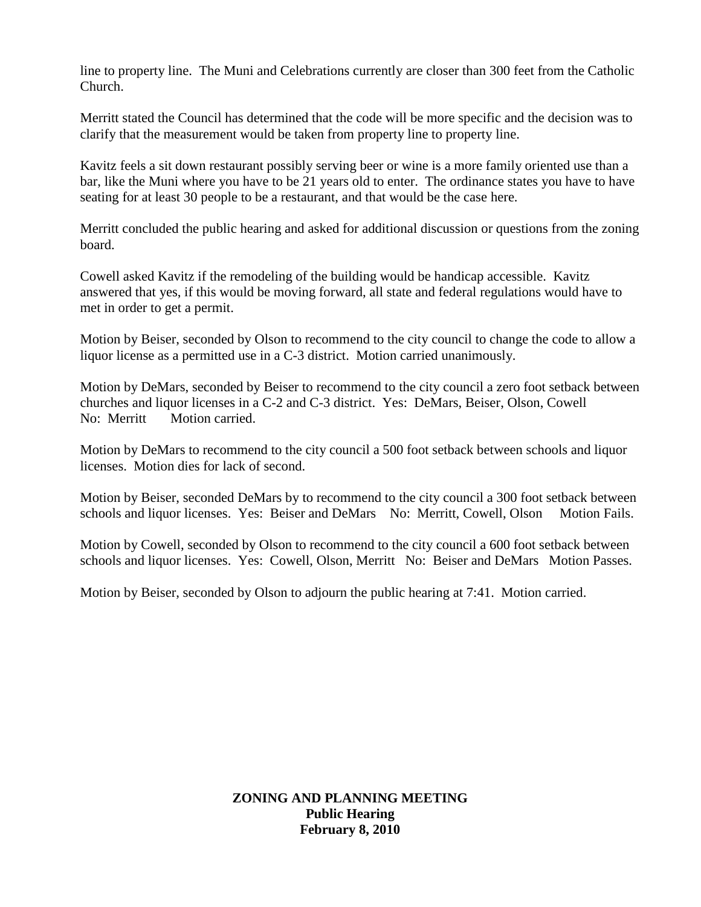line to property line. The Muni and Celebrations currently are closer than 300 feet from the Catholic Church.

Merritt stated the Council has determined that the code will be more specific and the decision was to clarify that the measurement would be taken from property line to property line.

Kavitz feels a sit down restaurant possibly serving beer or wine is a more family oriented use than a bar, like the Muni where you have to be 21 years old to enter. The ordinance states you have to have seating for at least 30 people to be a restaurant, and that would be the case here.

Merritt concluded the public hearing and asked for additional discussion or questions from the zoning board.

Cowell asked Kavitz if the remodeling of the building would be handicap accessible. Kavitz answered that yes, if this would be moving forward, all state and federal regulations would have to met in order to get a permit.

Motion by Beiser, seconded by Olson to recommend to the city council to change the code to allow a liquor license as a permitted use in a C-3 district. Motion carried unanimously.

Motion by DeMars, seconded by Beiser to recommend to the city council a zero foot setback between churches and liquor licenses in a C-2 and C-3 district. Yes: DeMars, Beiser, Olson, Cowell No: Merritt Motion carried.

Motion by DeMars to recommend to the city council a 500 foot setback between schools and liquor licenses. Motion dies for lack of second.

Motion by Beiser, seconded DeMars by to recommend to the city council a 300 foot setback between schools and liquor licenses. Yes: Beiser and DeMars No: Merritt, Cowell, Olson Motion Fails.

Motion by Cowell, seconded by Olson to recommend to the city council a 600 foot setback between schools and liquor licenses. Yes: Cowell, Olson, Merritt No: Beiser and DeMars Motion Passes.

Motion by Beiser, seconded by Olson to adjourn the public hearing at 7:41. Motion carried.

**ZONING AND PLANNING MEETING**
**Public Hearing**
**February 8, 2010**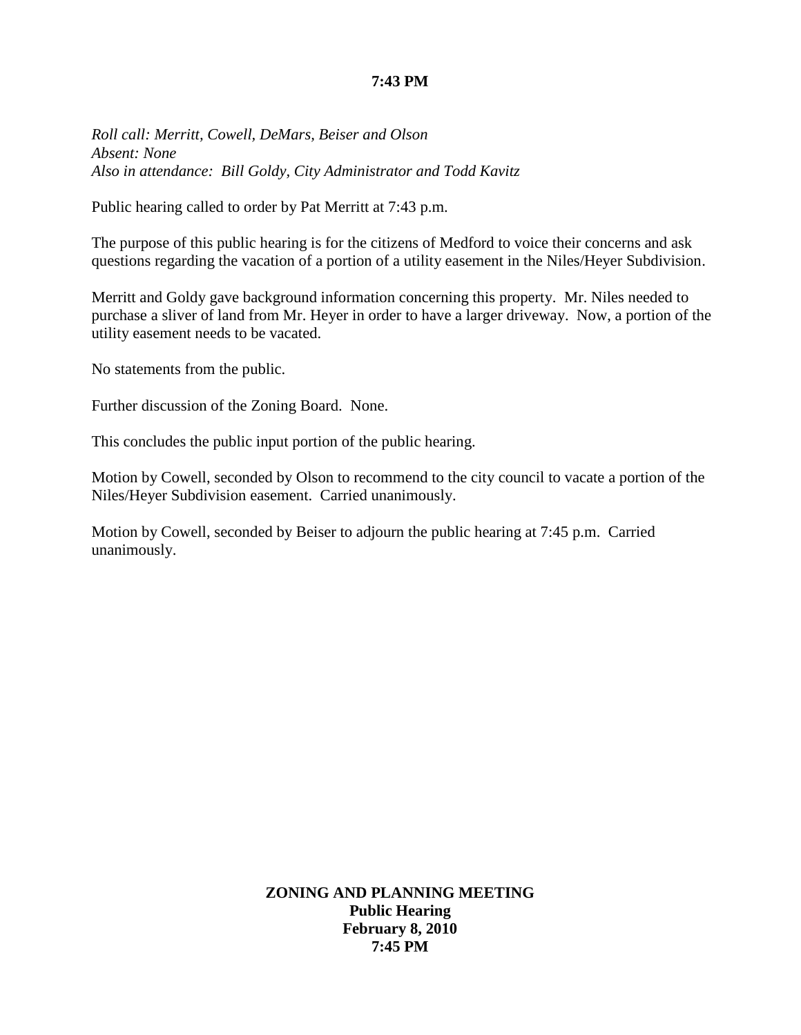**7:43 PM**

*Roll call: Merritt, Cowell, DeMars, Beiser and Olson*
*Absent: None*
*Also in attendance: Bill Goldy, City Administrator and Todd Kavitz*

Public hearing called to order by Pat Merritt at 7:43 p.m.

The purpose of this public hearing is for the citizens of Medford to voice their concerns and ask questions regarding the vacation of a portion of a utility easement in the Niles/Heyer Subdivision.

Merritt and Goldy gave background information concerning this property. Mr. Niles needed to purchase a sliver of land from Mr. Heyer in order to have a larger driveway. Now, a portion of the utility easement needs to be vacated.

No statements from the public.

Further discussion of the Zoning Board. None.

This concludes the public input portion of the public hearing.

Motion by Cowell, seconded by Olson to recommend to the city council to vacate a portion of the Niles/Heyer Subdivision easement. Carried unanimously.

Motion by Cowell, seconded by Beiser to adjourn the public hearing at 7:45 p.m. Carried unanimously.

**ZONING AND PLANNING MEETING**
**Public Hearing**
**February 8, 2010**
**7:45 PM**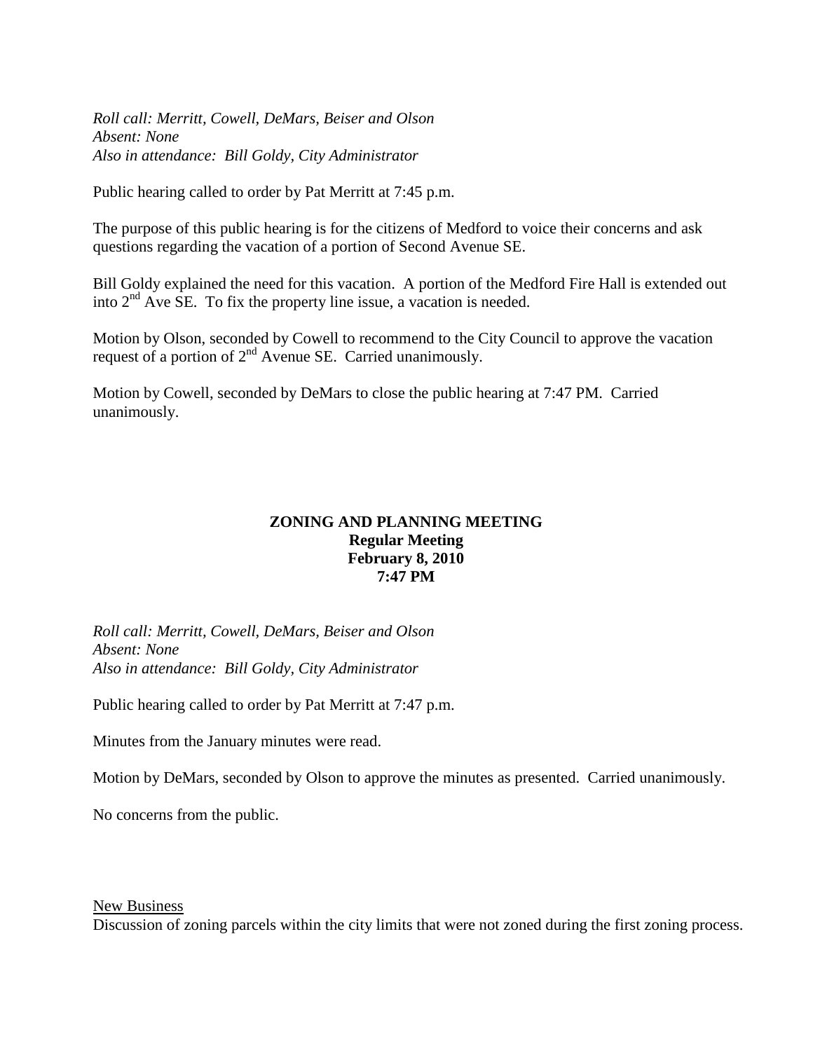*Roll call: Merritt, Cowell, DeMars, Beiser and Olson*
*Absent: None*
*Also in attendance: Bill Goldy, City Administrator*

Public hearing called to order by Pat Merritt at 7:45 p.m.

The purpose of this public hearing is for the citizens of Medford to voice their concerns and ask questions regarding the vacation of a portion of Second Avenue SE.

Bill Goldy explained the need for this vacation. A portion of the Medford Fire Hall is extended out into 2nd Ave SE. To fix the property line issue, a vacation is needed.

Motion by Olson, seconded by Cowell to recommend to the City Council to approve the vacation request of a portion of 2nd Avenue SE. Carried unanimously.

Motion by Cowell, seconded by DeMars to close the public hearing at 7:47 PM. Carried unanimously.

**ZONING AND PLANNING MEETING**
**Regular Meeting**
**February 8, 2010**
**7:47 PM**

*Roll call: Merritt, Cowell, DeMars, Beiser and Olson*
*Absent: None*
*Also in attendance: Bill Goldy, City Administrator*

Public hearing called to order by Pat Merritt at 7:47 p.m.

Minutes from the January minutes were read.

Motion by DeMars, seconded by Olson to approve the minutes as presented. Carried unanimously.

No concerns from the public.

New Business

Discussion of zoning parcels within the city limits that were not zoned during the first zoning process.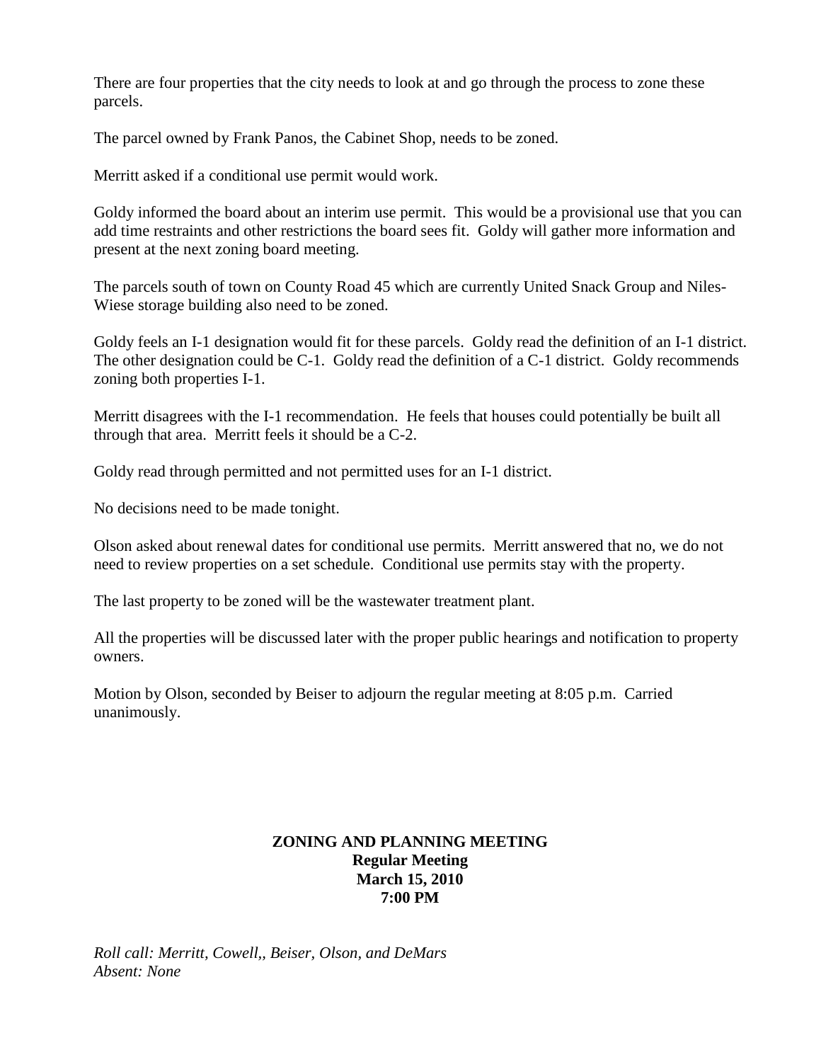There are four properties that the city needs to look at and go through the process to zone these parcels.

The parcel owned by Frank Panos, the Cabinet Shop, needs to be zoned.

Merritt asked if a conditional use permit would work.

Goldy informed the board about an interim use permit. This would be a provisional use that you can add time restraints and other restrictions the board sees fit. Goldy will gather more information and present at the next zoning board meeting.

The parcels south of town on County Road 45 which are currently United Snack Group and Niles-Wiese storage building also need to be zoned.

Goldy feels an I-1 designation would fit for these parcels. Goldy read the definition of an I-1 district. The other designation could be C-1. Goldy read the definition of a C-1 district. Goldy recommends zoning both properties I-1.

Merritt disagrees with the I-1 recommendation. He feels that houses could potentially be built all through that area. Merritt feels it should be a C-2.

Goldy read through permitted and not permitted uses for an I-1 district.

No decisions need to be made tonight.

Olson asked about renewal dates for conditional use permits. Merritt answered that no, we do not need to review properties on a set schedule. Conditional use permits stay with the property.

The last property to be zoned will be the wastewater treatment plant.

All the properties will be discussed later with the proper public hearings and notification to property owners.

Motion by Olson, seconded by Beiser to adjourn the regular meeting at 8:05 p.m. Carried unanimously.

**ZONING AND PLANNING MEETING**
**Regular Meeting**
**March 15, 2010**
**7:00 PM**

*Roll call: Merritt, Cowell,, Beiser, Olson, and DeMars*
*Absent: None*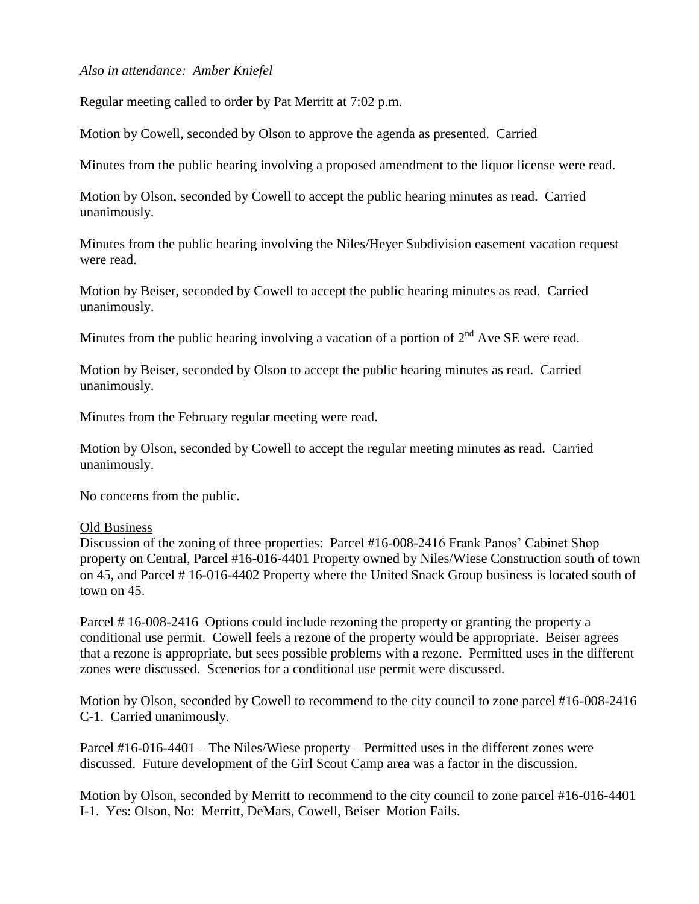*Also in attendance: Amber Kniefel*

Regular meeting called to order by Pat Merritt at 7:02 p.m.

Motion by Cowell, seconded by Olson to approve the agenda as presented. Carried

Minutes from the public hearing involving a proposed amendment to the liquor license were read.

Motion by Olson, seconded by Cowell to accept the public hearing minutes as read. Carried unanimously.

Minutes from the public hearing involving the Niles/Heyer Subdivision easement vacation request were read.

Motion by Beiser, seconded by Cowell to accept the public hearing minutes as read. Carried unanimously.

Minutes from the public hearing involving a vacation of a portion of 2nd Ave SE were read.

Motion by Beiser, seconded by Olson to accept the public hearing minutes as read. Carried unanimously.

Minutes from the February regular meeting were read.

Motion by Olson, seconded by Cowell to accept the regular meeting minutes as read. Carried unanimously.

No concerns from the public.

Old Business

Discussion of the zoning of three properties: Parcel #16-008-2416 Frank Panos' Cabinet Shop property on Central, Parcel #16-016-4401 Property owned by Niles/Wiese Construction south of town on 45, and Parcel # 16-016-4402 Property where the United Snack Group business is located south of town on 45.

Parcel # 16-008-2416 Options could include rezoning the property or granting the property a conditional use permit. Cowell feels a rezone of the property would be appropriate. Beiser agrees that a rezone is appropriate, but sees possible problems with a rezone. Permitted uses in the different zones were discussed. Scenerios for a conditional use permit were discussed.

Motion by Olson, seconded by Cowell to recommend to the city council to zone parcel #16-008-2416 C-1. Carried unanimously.

Parcel #16-016-4401 – The Niles/Wiese property – Permitted uses in the different zones were discussed. Future development of the Girl Scout Camp area was a factor in the discussion.

Motion by Olson, seconded by Merritt to recommend to the city council to zone parcel #16-016-4401 I-1. Yes: Olson, No: Merritt, DeMars, Cowell, Beiser Motion Fails.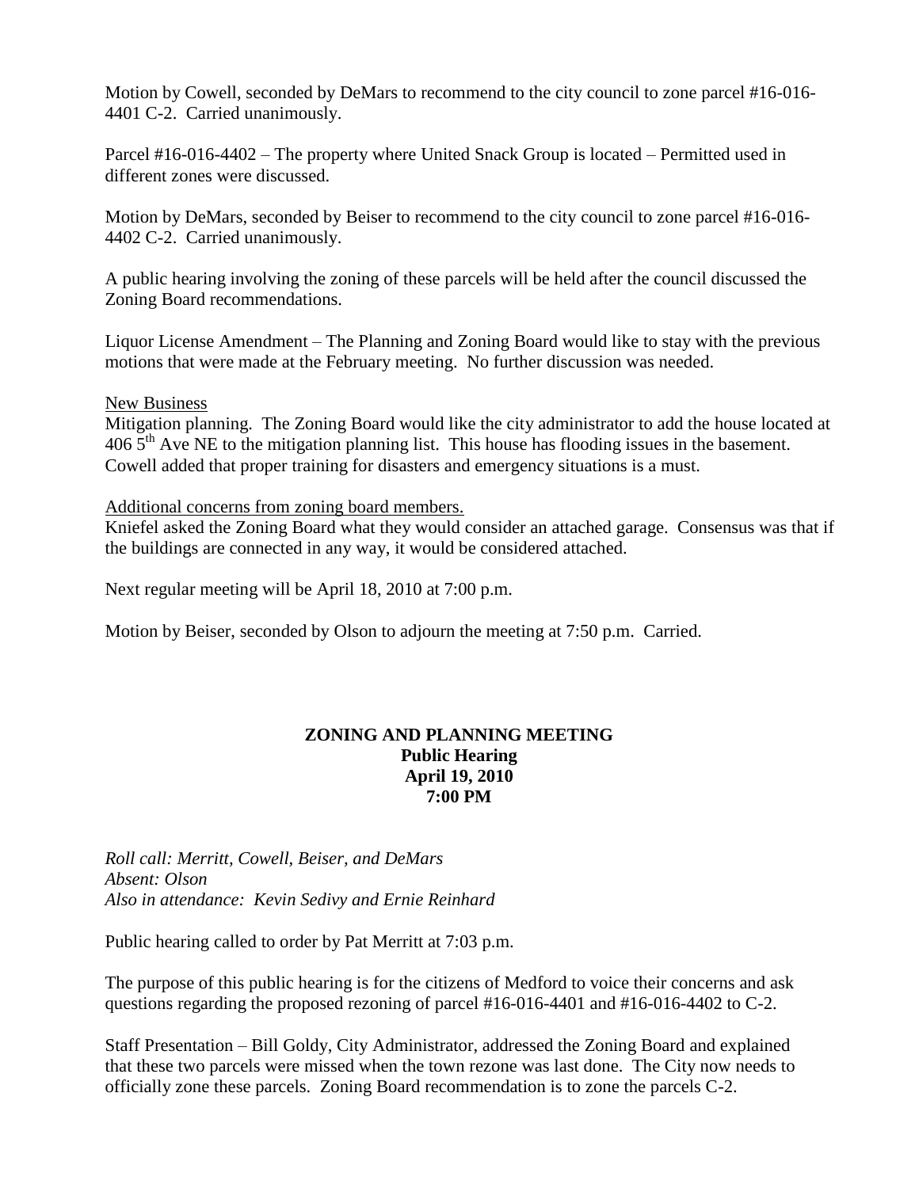Motion by Cowell, seconded by DeMars to recommend to the city council to zone parcel #16-016-4401 C-2. Carried unanimously.

Parcel #16-016-4402 – The property where United Snack Group is located – Permitted used in different zones were discussed.

Motion by DeMars, seconded by Beiser to recommend to the city council to zone parcel #16-016-4402 C-2. Carried unanimously.

A public hearing involving the zoning of these parcels will be held after the council discussed the Zoning Board recommendations.

Liquor License Amendment – The Planning and Zoning Board would like to stay with the previous motions that were made at the February meeting. No further discussion was needed.

<u>New Business</u>

Mitigation planning. The Zoning Board would like the city administrator to add the house located at 406 5th Ave NE to the mitigation planning list. This house has flooding issues in the basement. Cowell added that proper training for disasters and emergency situations is a must.

<u>Additional concerns from zoning board members.</u>

Kniefel asked the Zoning Board what they would consider an attached garage. Consensus was that if the buildings are connected in any way, it would be considered attached.

Next regular meeting will be April 18, 2010 at 7:00 p.m.

Motion by Beiser, seconded by Olson to adjourn the meeting at 7:50 p.m. Carried.

**ZONING AND PLANNING MEETING**
**Public Hearing**
**April 19, 2010**
**7:00 PM**

*Roll call: Merritt, Cowell, Beiser, and DeMars*
*Absent: Olson*
*Also in attendance: Kevin Sedivy and Ernie Reinhard*

Public hearing called to order by Pat Merritt at 7:03 p.m.

The purpose of this public hearing is for the citizens of Medford to voice their concerns and ask questions regarding the proposed rezoning of parcel #16-016-4401 and #16-016-4402 to C-2.

Staff Presentation – Bill Goldy, City Administrator, addressed the Zoning Board and explained that these two parcels were missed when the town rezone was last done. The City now needs to officially zone these parcels. Zoning Board recommendation is to zone the parcels C-2.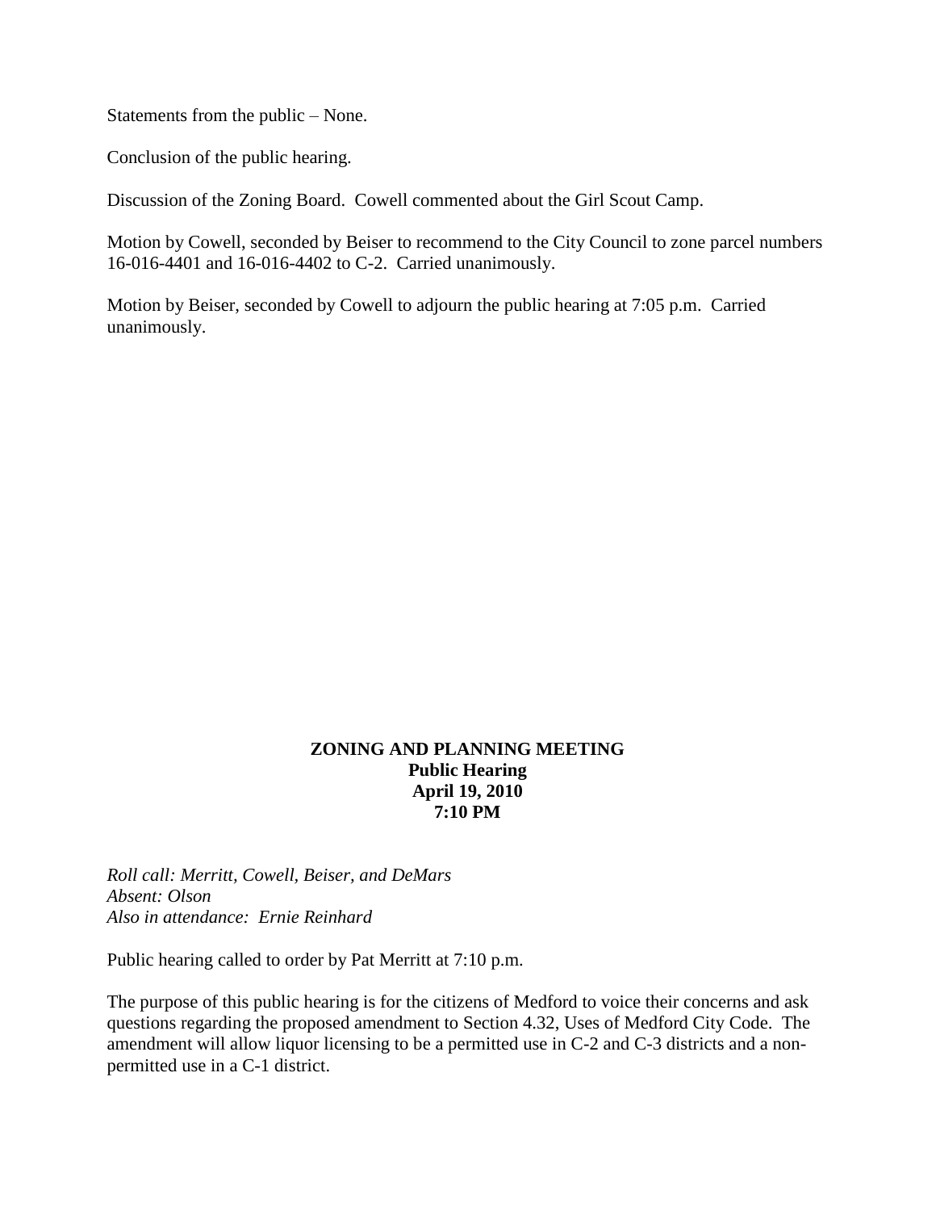Statements from the public – None.

Conclusion of the public hearing.

Discussion of the Zoning Board. Cowell commented about the Girl Scout Camp.

Motion by Cowell, seconded by Beiser to recommend to the City Council to zone parcel numbers 16-016-4401 and 16-016-4402 to C-2. Carried unanimously.

Motion by Beiser, seconded by Cowell to adjourn the public hearing at 7:05 p.m. Carried unanimously.

**ZONING AND PLANNING MEETING**
**Public Hearing**
**April 19, 2010**
**7:10 PM**

*Roll call: Merritt, Cowell, Beiser, and DeMars*
*Absent: Olson*
*Also in attendance: Ernie Reinhard*

Public hearing called to order by Pat Merritt at 7:10 p.m.

The purpose of this public hearing is for the citizens of Medford to voice their concerns and ask questions regarding the proposed amendment to Section 4.32, Uses of Medford City Code. The amendment will allow liquor licensing to be a permitted use in C-2 and C-3 districts and a non-permitted use in a C-1 district.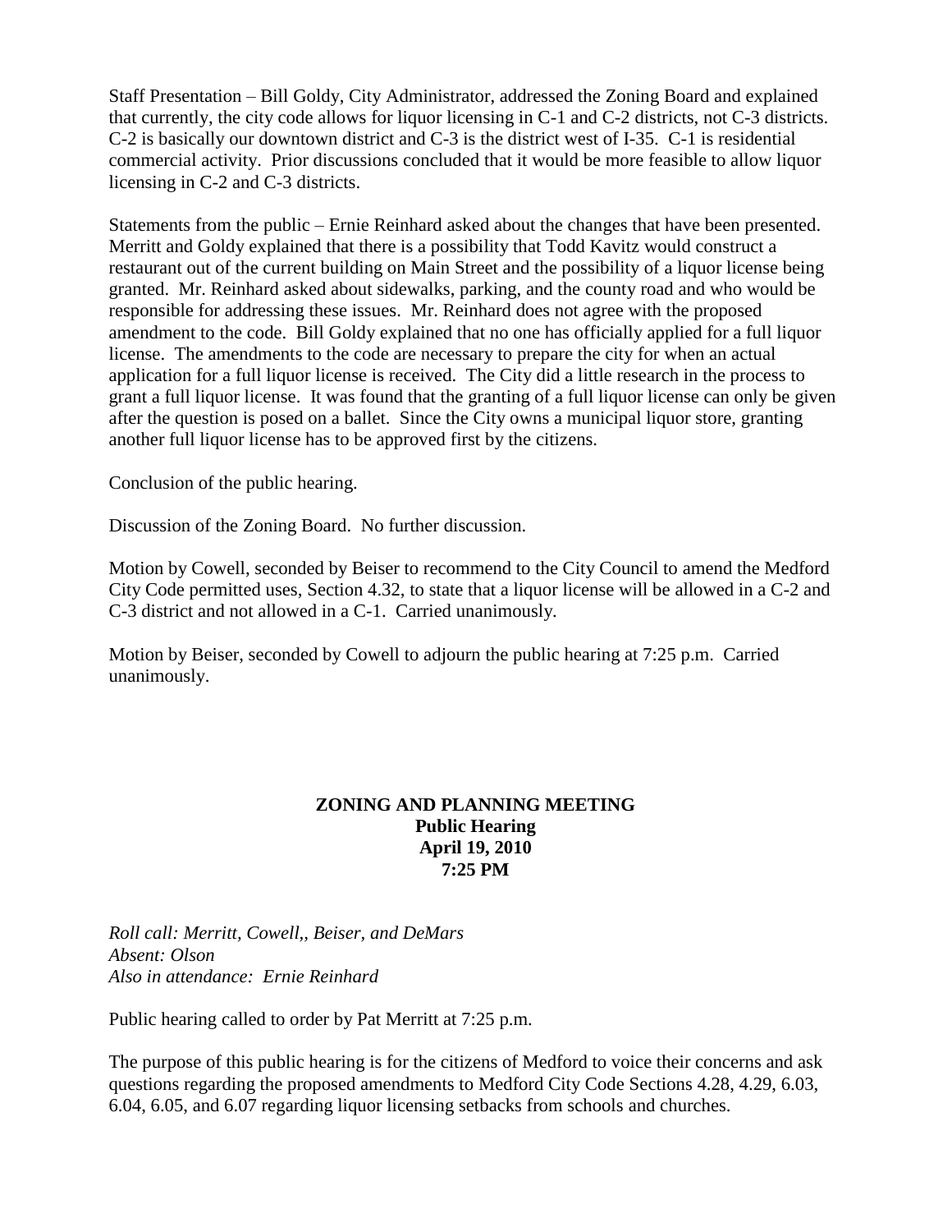Staff Presentation – Bill Goldy, City Administrator, addressed the Zoning Board and explained that currently, the city code allows for liquor licensing in C-1 and C-2 districts, not C-3 districts. C-2 is basically our downtown district and C-3 is the district west of I-35. C-1 is residential commercial activity. Prior discussions concluded that it would be more feasible to allow liquor licensing in C-2 and C-3 districts.

Statements from the public – Ernie Reinhard asked about the changes that have been presented. Merritt and Goldy explained that there is a possibility that Todd Kavitz would construct a restaurant out of the current building on Main Street and the possibility of a liquor license being granted. Mr. Reinhard asked about sidewalks, parking, and the county road and who would be responsible for addressing these issues. Mr. Reinhard does not agree with the proposed amendment to the code. Bill Goldy explained that no one has officially applied for a full liquor license. The amendments to the code are necessary to prepare the city for when an actual application for a full liquor license is received. The City did a little research in the process to grant a full liquor license. It was found that the granting of a full liquor license can only be given after the question is posed on a ballet. Since the City owns a municipal liquor store, granting another full liquor license has to be approved first by the citizens.

Conclusion of the public hearing.

Discussion of the Zoning Board. No further discussion.

Motion by Cowell, seconded by Beiser to recommend to the City Council to amend the Medford City Code permitted uses, Section 4.32, to state that a liquor license will be allowed in a C-2 and C-3 district and not allowed in a C-1. Carried unanimously.

Motion by Beiser, seconded by Cowell to adjourn the public hearing at 7:25 p.m. Carried unanimously.

**ZONING AND PLANNING MEETING**
**Public Hearing**
**April 19, 2010**
**7:25 PM**

*Roll call: Merritt, Cowell,, Beiser, and DeMars*
*Absent: Olson*
*Also in attendance: Ernie Reinhard*

Public hearing called to order by Pat Merritt at 7:25 p.m.

The purpose of this public hearing is for the citizens of Medford to voice their concerns and ask questions regarding the proposed amendments to Medford City Code Sections 4.28, 4.29, 6.03, 6.04, 6.05, and 6.07 regarding liquor licensing setbacks from schools and churches.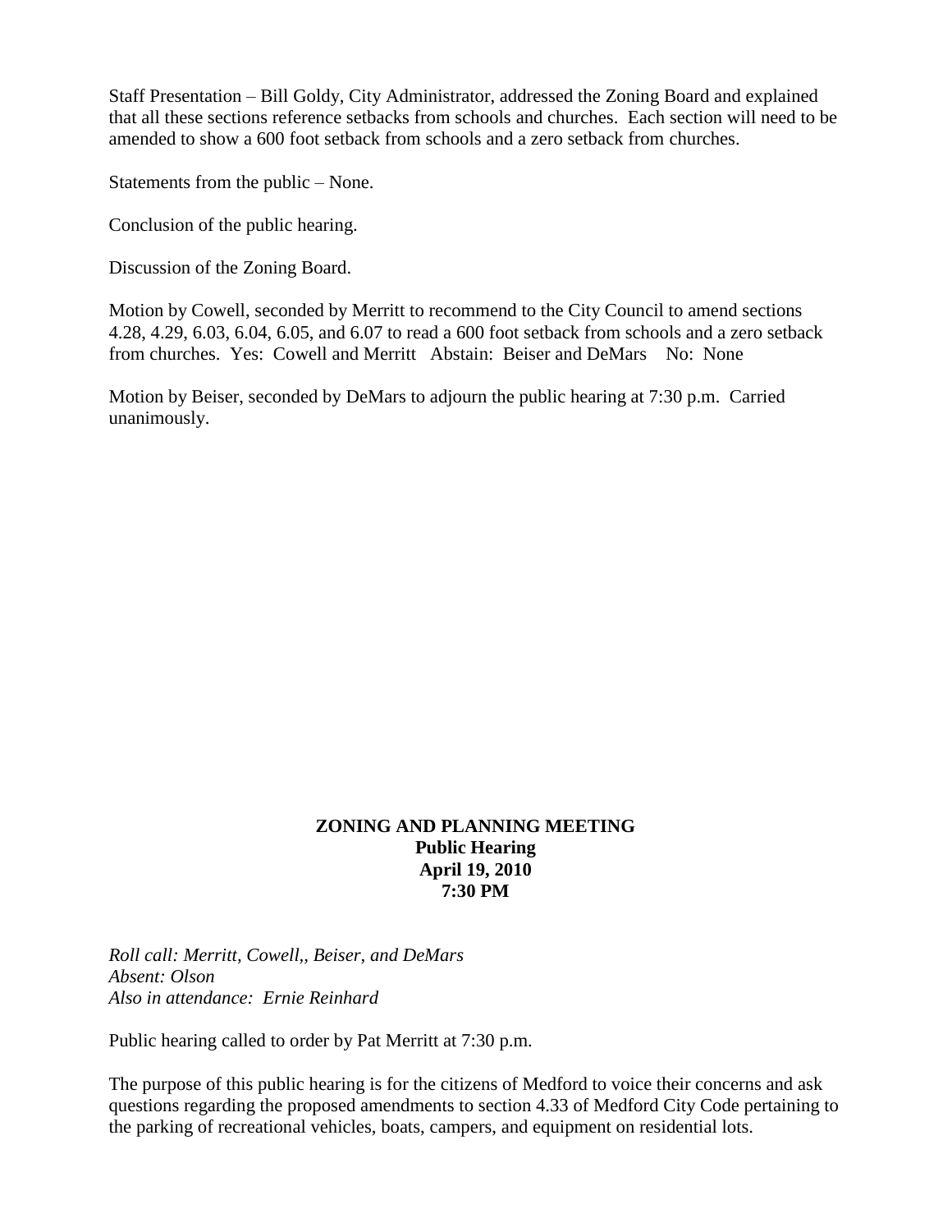Staff Presentation – Bill Goldy, City Administrator, addressed the Zoning Board and explained that all these sections reference setbacks from schools and churches. Each section will need to be amended to show a 600 foot setback from schools and a zero setback from churches.

Statements from the public – None.

Conclusion of the public hearing.

Discussion of the Zoning Board.

Motion by Cowell, seconded by Merritt to recommend to the City Council to amend sections 4.28, 4.29, 6.03, 6.04, 6.05, and 6.07 to read a 600 foot setback from schools and a zero setback from churches. Yes: Cowell and Merritt Abstain: Beiser and DeMars No: None

Motion by Beiser, seconded by DeMars to adjourn the public hearing at 7:30 p.m. Carried unanimously.

**ZONING AND PLANNING MEETING**
**Public Hearing**
**April 19, 2010**
**7:30 PM**

*Roll call: Merritt, Cowell,, Beiser, and DeMars*
*Absent: Olson*
*Also in attendance: Ernie Reinhard*

Public hearing called to order by Pat Merritt at 7:30 p.m.

The purpose of this public hearing is for the citizens of Medford to voice their concerns and ask questions regarding the proposed amendments to section 4.33 of Medford City Code pertaining to the parking of recreational vehicles, boats, campers, and equipment on residential lots.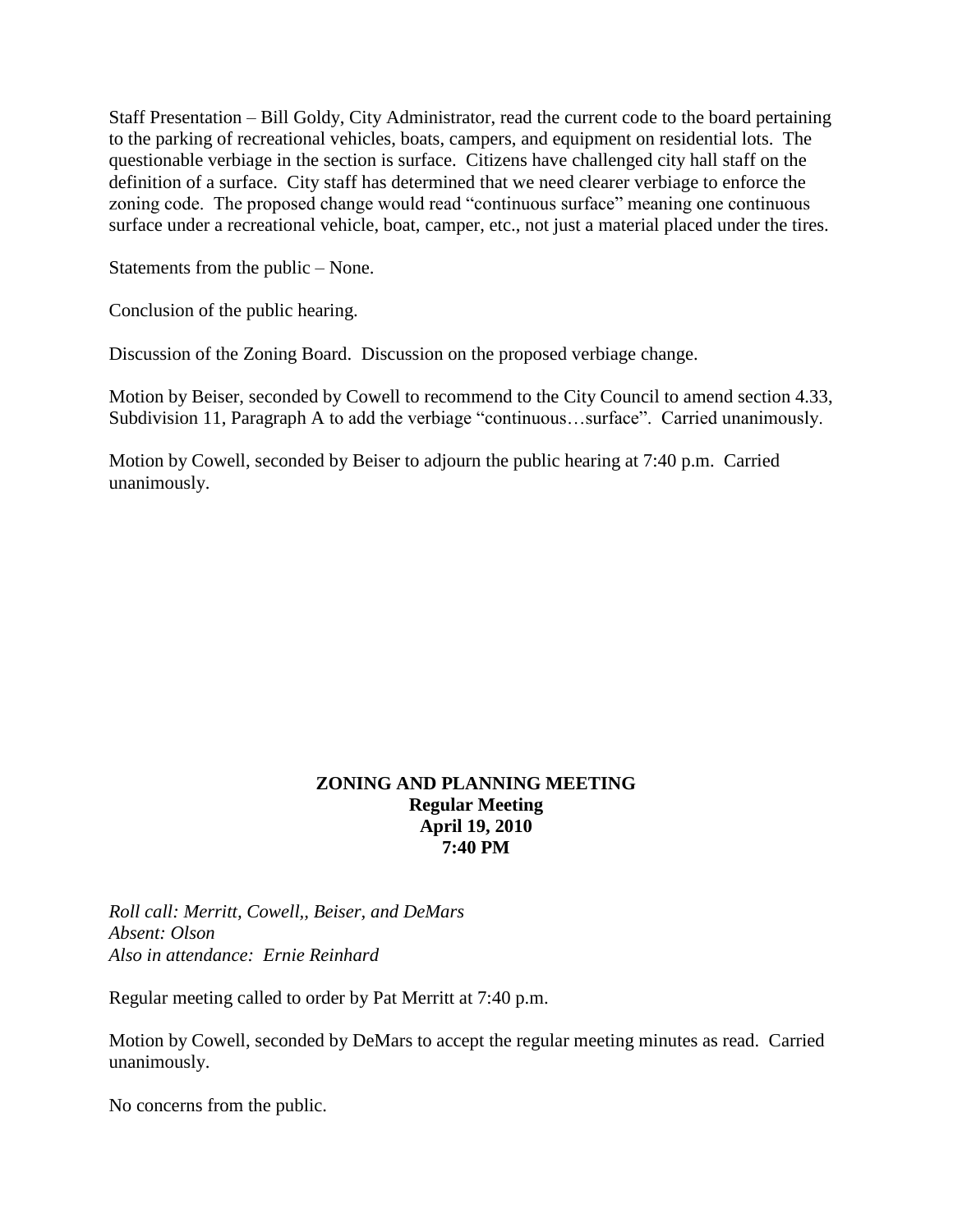Staff Presentation – Bill Goldy, City Administrator, read the current code to the board pertaining to the parking of recreational vehicles, boats, campers, and equipment on residential lots. The questionable verbiage in the section is surface. Citizens have challenged city hall staff on the definition of a surface. City staff has determined that we need clearer verbiage to enforce the zoning code. The proposed change would read "continuous surface" meaning one continuous surface under a recreational vehicle, boat, camper, etc., not just a material placed under the tires.

Statements from the public – None.

Conclusion of the public hearing.

Discussion of the Zoning Board. Discussion on the proposed verbiage change.

Motion by Beiser, seconded by Cowell to recommend to the City Council to amend section 4.33, Subdivision 11, Paragraph A to add the verbiage "continuous…surface". Carried unanimously.

Motion by Cowell, seconded by Beiser to adjourn the public hearing at 7:40 p.m. Carried unanimously.

**ZONING AND PLANNING MEETING**
**Regular Meeting**
**April 19, 2010**
**7:40 PM**

*Roll call: Merritt, Cowell,, Beiser, and DeMars*
*Absent: Olson*
*Also in attendance: Ernie Reinhard*

Regular meeting called to order by Pat Merritt at 7:40 p.m.

Motion by Cowell, seconded by DeMars to accept the regular meeting minutes as read. Carried unanimously.

No concerns from the public.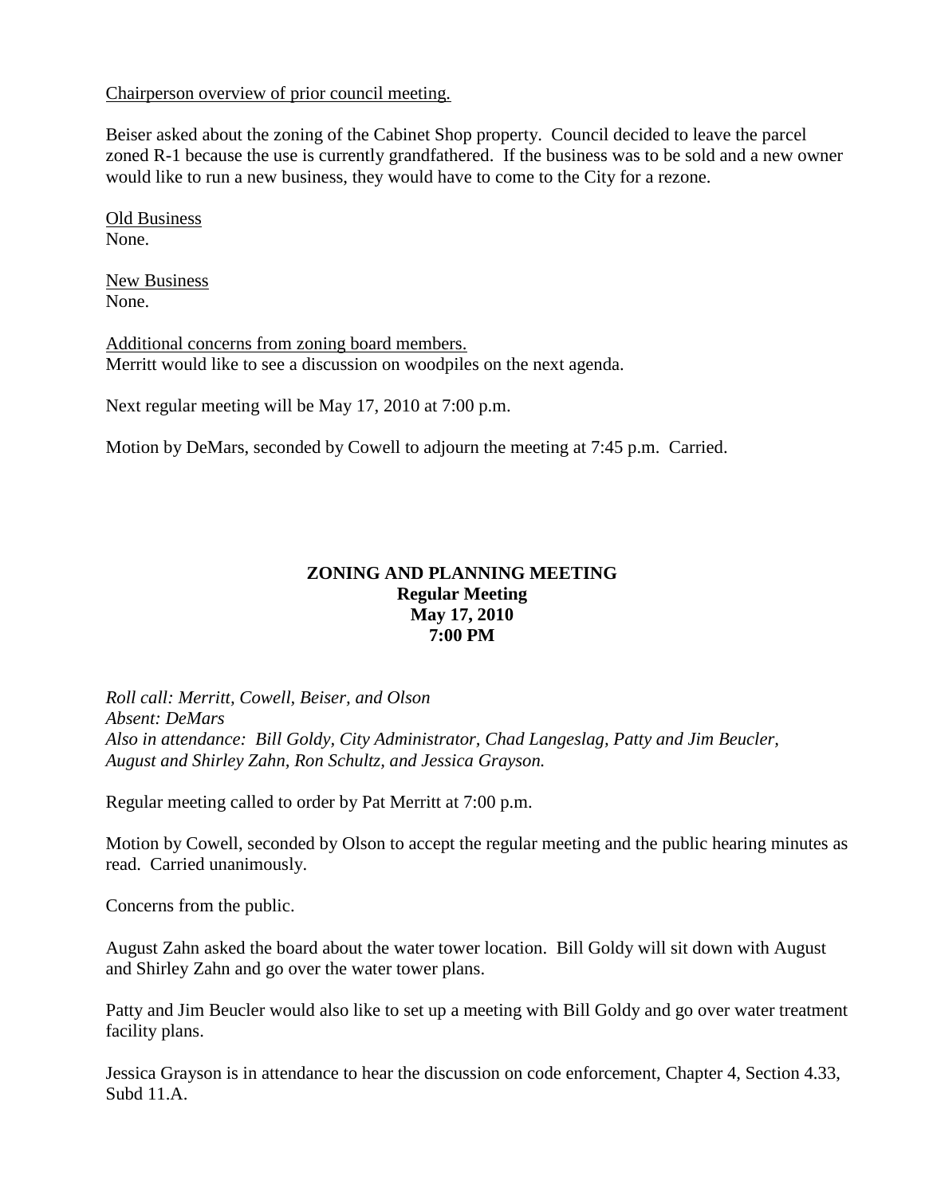Chairperson overview of prior council meeting.

Beiser asked about the zoning of the Cabinet Shop property. Council decided to leave the parcel zoned R-1 because the use is currently grandfathered. If the business was to be sold and a new owner would like to run a new business, they would have to come to the City for a rezone.

Old Business
None.

New Business
None.

Additional concerns from zoning board members.
Merritt would like to see a discussion on woodpiles on the next agenda.

Next regular meeting will be May 17, 2010 at 7:00 p.m.

Motion by DeMars, seconded by Cowell to adjourn the meeting at 7:45 p.m. Carried.

**ZONING AND PLANNING MEETING**
**Regular Meeting**
**May 17, 2010**
**7:00 PM**

*Roll call: Merritt, Cowell, Beiser, and Olson*
*Absent: DeMars*
*Also in attendance: Bill Goldy, City Administrator, Chad Langeslag, Patty and Jim Beucler, August and Shirley Zahn, Ron Schultz, and Jessica Grayson.*

Regular meeting called to order by Pat Merritt at 7:00 p.m.

Motion by Cowell, seconded by Olson to accept the regular meeting and the public hearing minutes as read. Carried unanimously.

Concerns from the public.

August Zahn asked the board about the water tower location. Bill Goldy will sit down with August and Shirley Zahn and go over the water tower plans.

Patty and Jim Beucler would also like to set up a meeting with Bill Goldy and go over water treatment facility plans.

Jessica Grayson is in attendance to hear the discussion on code enforcement, Chapter 4, Section 4.33, Subd 11.A.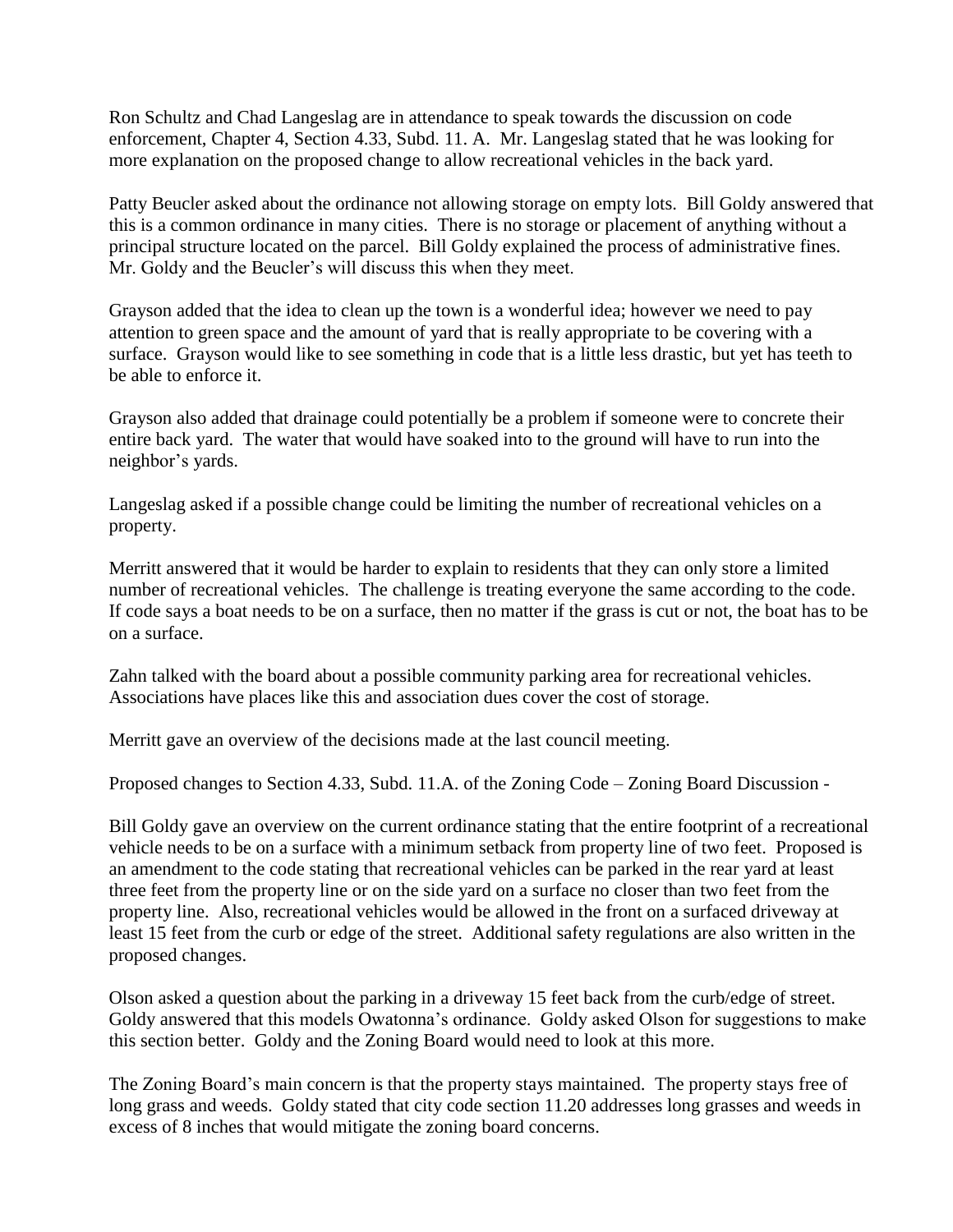Ron Schultz and Chad Langeslag are in attendance to speak towards the discussion on code enforcement, Chapter 4, Section 4.33, Subd. 11. A. Mr. Langeslag stated that he was looking for more explanation on the proposed change to allow recreational vehicles in the back yard.

Patty Beucler asked about the ordinance not allowing storage on empty lots. Bill Goldy answered that this is a common ordinance in many cities. There is no storage or placement of anything without a principal structure located on the parcel. Bill Goldy explained the process of administrative fines. Mr. Goldy and the Beucler's will discuss this when they meet.

Grayson added that the idea to clean up the town is a wonderful idea; however we need to pay attention to green space and the amount of yard that is really appropriate to be covering with a surface. Grayson would like to see something in code that is a little less drastic, but yet has teeth to be able to enforce it.

Grayson also added that drainage could potentially be a problem if someone were to concrete their entire back yard. The water that would have soaked into to the ground will have to run into the neighbor's yards.

Langeslag asked if a possible change could be limiting the number of recreational vehicles on a property.

Merritt answered that it would be harder to explain to residents that they can only store a limited number of recreational vehicles. The challenge is treating everyone the same according to the code. If code says a boat needs to be on a surface, then no matter if the grass is cut or not, the boat has to be on a surface.

Zahn talked with the board about a possible community parking area for recreational vehicles. Associations have places like this and association dues cover the cost of storage.

Merritt gave an overview of the decisions made at the last council meeting.

Proposed changes to Section 4.33, Subd. 11.A. of the Zoning Code – Zoning Board Discussion -

Bill Goldy gave an overview on the current ordinance stating that the entire footprint of a recreational vehicle needs to be on a surface with a minimum setback from property line of two feet. Proposed is an amendment to the code stating that recreational vehicles can be parked in the rear yard at least three feet from the property line or on the side yard on a surface no closer than two feet from the property line. Also, recreational vehicles would be allowed in the front on a surfaced driveway at least 15 feet from the curb or edge of the street. Additional safety regulations are also written in the proposed changes.

Olson asked a question about the parking in a driveway 15 feet back from the curb/edge of street. Goldy answered that this models Owatonna's ordinance. Goldy asked Olson for suggestions to make this section better. Goldy and the Zoning Board would need to look at this more.

The Zoning Board's main concern is that the property stays maintained. The property stays free of long grass and weeds. Goldy stated that city code section 11.20 addresses long grasses and weeds in excess of 8 inches that would mitigate the zoning board concerns.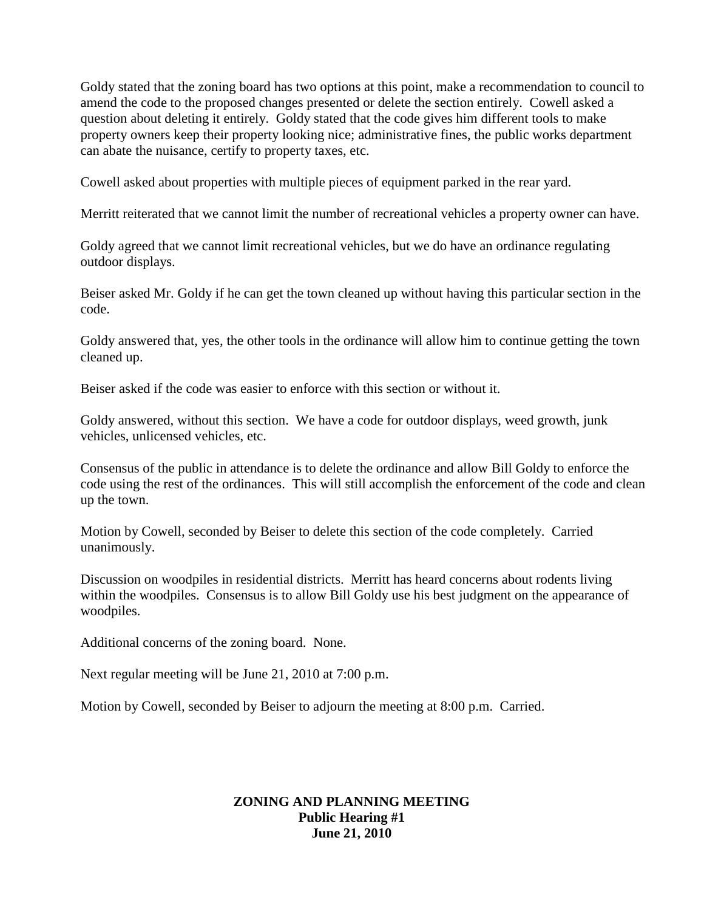Goldy stated that the zoning board has two options at this point, make a recommendation to council to amend the code to the proposed changes presented or delete the section entirely. Cowell asked a question about deleting it entirely. Goldy stated that the code gives him different tools to make property owners keep their property looking nice; administrative fines, the public works department can abate the nuisance, certify to property taxes, etc.

Cowell asked about properties with multiple pieces of equipment parked in the rear yard.

Merritt reiterated that we cannot limit the number of recreational vehicles a property owner can have.

Goldy agreed that we cannot limit recreational vehicles, but we do have an ordinance regulating outdoor displays.

Beiser asked Mr. Goldy if he can get the town cleaned up without having this particular section in the code.

Goldy answered that, yes, the other tools in the ordinance will allow him to continue getting the town cleaned up.

Beiser asked if the code was easier to enforce with this section or without it.

Goldy answered, without this section. We have a code for outdoor displays, weed growth, junk vehicles, unlicensed vehicles, etc.

Consensus of the public in attendance is to delete the ordinance and allow Bill Goldy to enforce the code using the rest of the ordinances. This will still accomplish the enforcement of the code and clean up the town.

Motion by Cowell, seconded by Beiser to delete this section of the code completely. Carried unanimously.

Discussion on woodpiles in residential districts. Merritt has heard concerns about rodents living within the woodpiles. Consensus is to allow Bill Goldy use his best judgment on the appearance of woodpiles.

Additional concerns of the zoning board. None.

Next regular meeting will be June 21, 2010 at 7:00 p.m.

Motion by Cowell, seconded by Beiser to adjourn the meeting at 8:00 p.m. Carried.

**ZONING AND PLANNING MEETING**
**Public Hearing #1**
**June 21, 2010**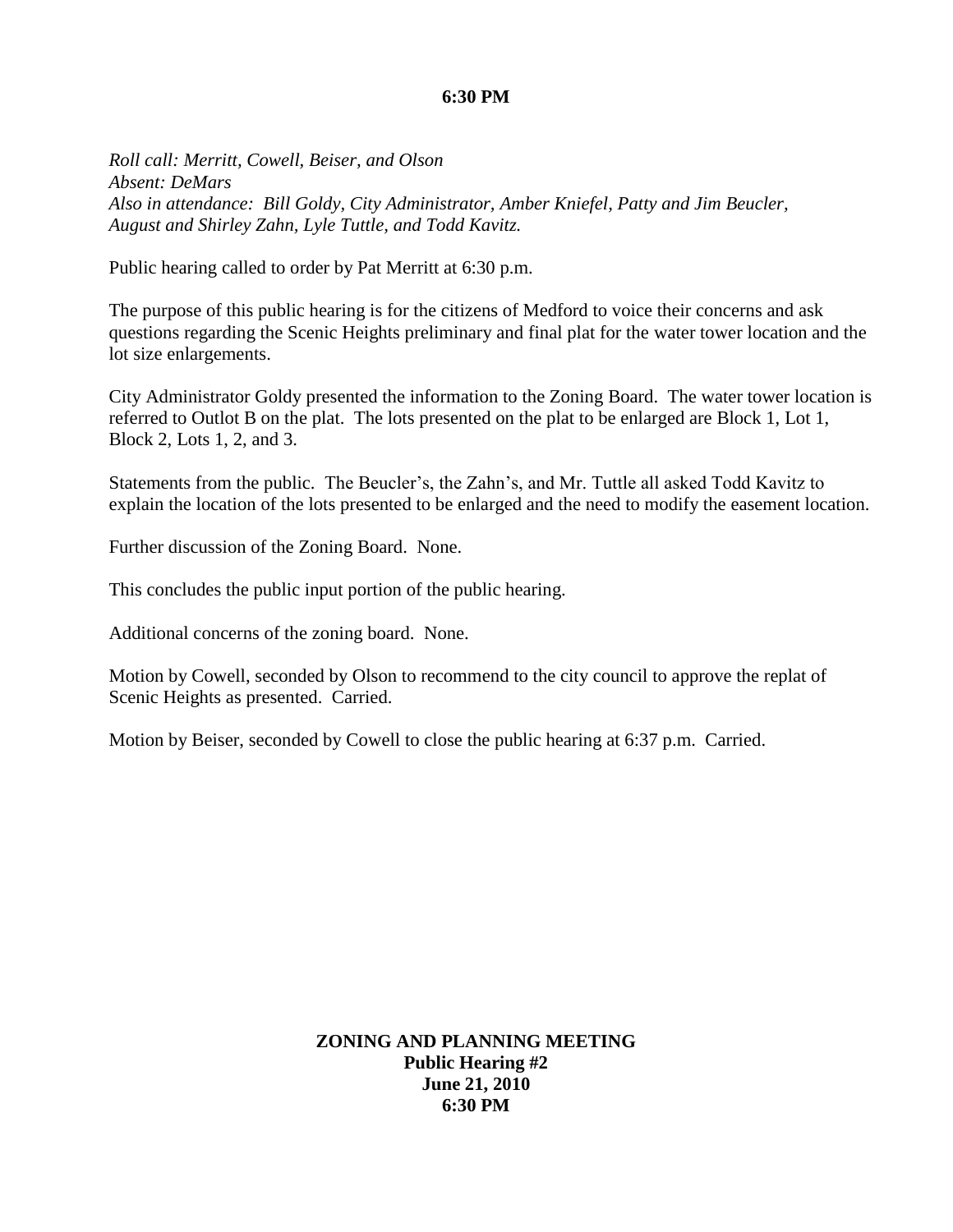**6:30 PM**

*Roll call: Merritt, Cowell, Beiser, and Olson*
*Absent: DeMars*
*Also in attendance: Bill Goldy, City Administrator, Amber Kniefel, Patty and Jim Beucler, August and Shirley Zahn, Lyle Tuttle, and Todd Kavitz.*

Public hearing called to order by Pat Merritt at 6:30 p.m.

The purpose of this public hearing is for the citizens of Medford to voice their concerns and ask questions regarding the Scenic Heights preliminary and final plat for the water tower location and the lot size enlargements.

City Administrator Goldy presented the information to the Zoning Board. The water tower location is referred to Outlot B on the plat. The lots presented on the plat to be enlarged are Block 1, Lot 1, Block 2, Lots 1, 2, and 3.

Statements from the public. The Beucler's, the Zahn's, and Mr. Tuttle all asked Todd Kavitz to explain the location of the lots presented to be enlarged and the need to modify the easement location.

Further discussion of the Zoning Board. None.

This concludes the public input portion of the public hearing.

Additional concerns of the zoning board. None.

Motion by Cowell, seconded by Olson to recommend to the city council to approve the replat of Scenic Heights as presented. Carried.

Motion by Beiser, seconded by Cowell to close the public hearing at 6:37 p.m. Carried.

**ZONING AND PLANNING MEETING**
**Public Hearing #2**
**June 21, 2010**
**6:30 PM**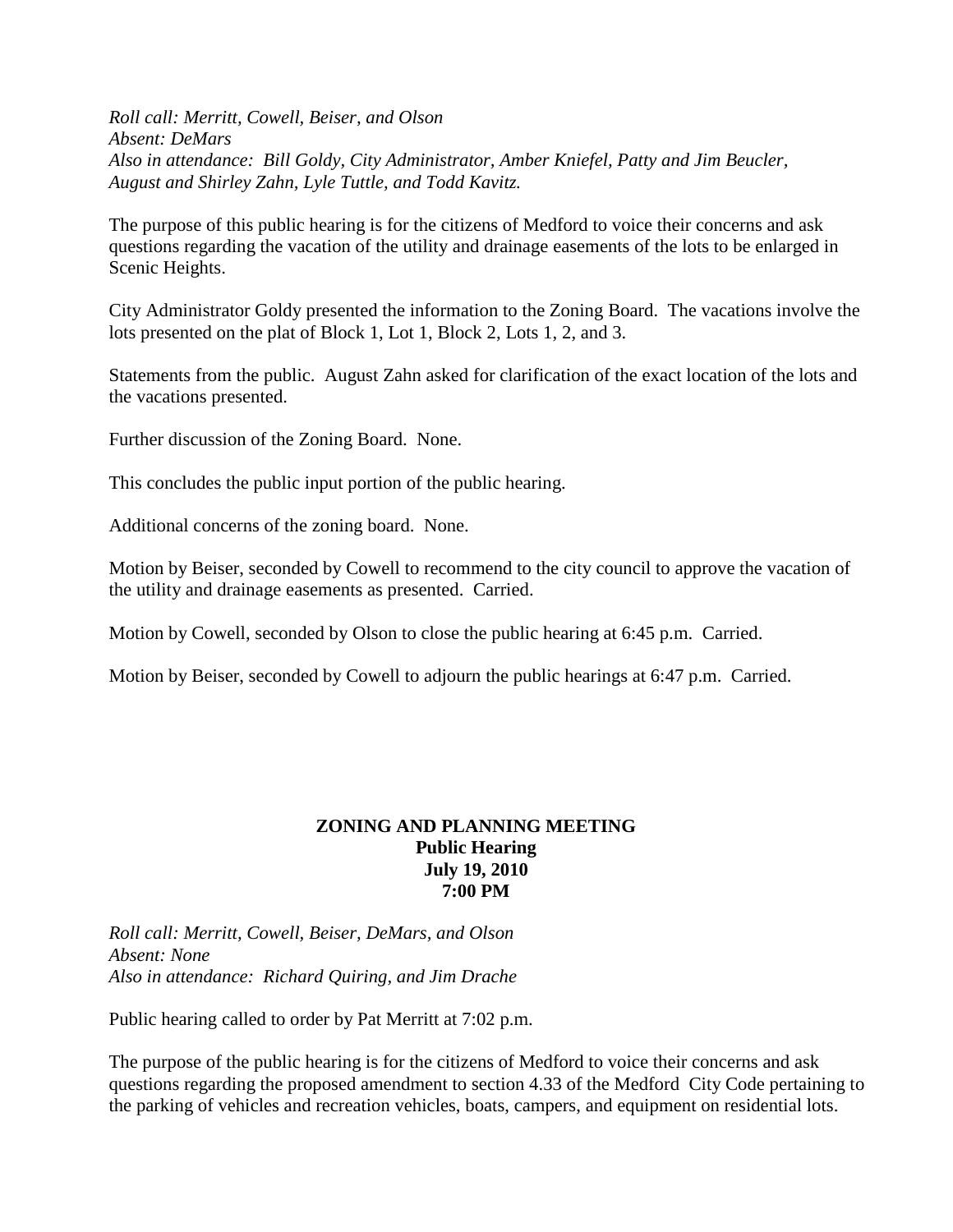*Roll call: Merritt, Cowell, Beiser, and Olson*
*Absent: DeMars*
*Also in attendance: Bill Goldy, City Administrator, Amber Kniefel, Patty and Jim Beucler, August and Shirley Zahn, Lyle Tuttle, and Todd Kavitz.*

The purpose of this public hearing is for the citizens of Medford to voice their concerns and ask questions regarding the vacation of the utility and drainage easements of the lots to be enlarged in Scenic Heights.

City Administrator Goldy presented the information to the Zoning Board. The vacations involve the lots presented on the plat of Block 1, Lot 1, Block 2, Lots 1, 2, and 3.

Statements from the public. August Zahn asked for clarification of the exact location of the lots and the vacations presented.

Further discussion of the Zoning Board. None.

This concludes the public input portion of the public hearing.

Additional concerns of the zoning board. None.

Motion by Beiser, seconded by Cowell to recommend to the city council to approve the vacation of the utility and drainage easements as presented. Carried.

Motion by Cowell, seconded by Olson to close the public hearing at 6:45 p.m. Carried.

Motion by Beiser, seconded by Cowell to adjourn the public hearings at 6:47 p.m. Carried.

**ZONING AND PLANNING MEETING**
**Public Hearing**
**July 19, 2010**
**7:00 PM**

*Roll call: Merritt, Cowell, Beiser, DeMars, and Olson*
*Absent: None*
*Also in attendance: Richard Quiring, and Jim Drache*

Public hearing called to order by Pat Merritt at 7:02 p.m.

The purpose of the public hearing is for the citizens of Medford to voice their concerns and ask questions regarding the proposed amendment to section 4.33 of the Medford City Code pertaining to the parking of vehicles and recreation vehicles, boats, campers, and equipment on residential lots.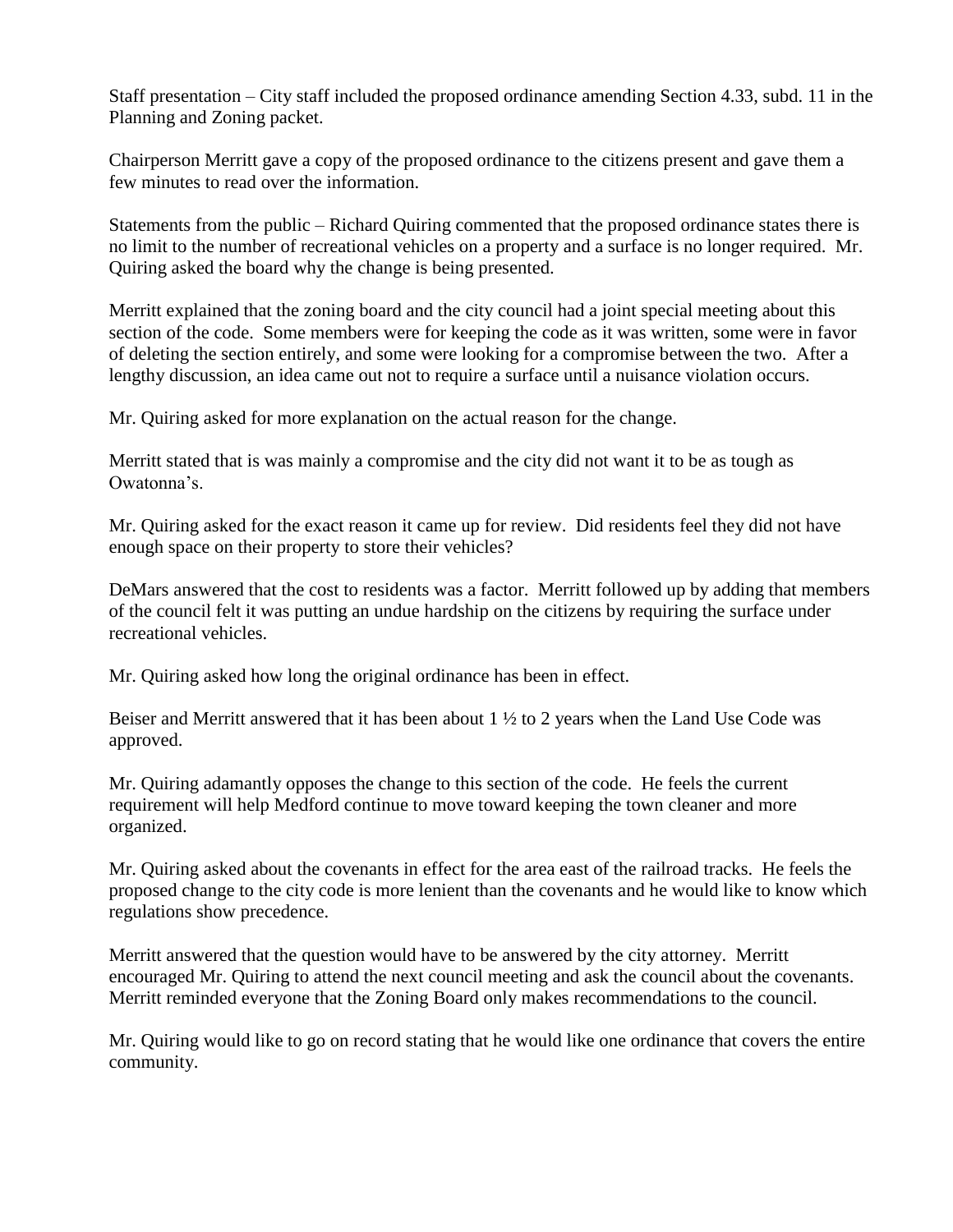Staff presentation – City staff included the proposed ordinance amending Section 4.33, subd. 11 in the Planning and Zoning packet.

Chairperson Merritt gave a copy of the proposed ordinance to the citizens present and gave them a few minutes to read over the information.

Statements from the public – Richard Quiring commented that the proposed ordinance states there is no limit to the number of recreational vehicles on a property and a surface is no longer required. Mr. Quiring asked the board why the change is being presented.

Merritt explained that the zoning board and the city council had a joint special meeting about this section of the code. Some members were for keeping the code as it was written, some were in favor of deleting the section entirely, and some were looking for a compromise between the two. After a lengthy discussion, an idea came out not to require a surface until a nuisance violation occurs.

Mr. Quiring asked for more explanation on the actual reason for the change.

Merritt stated that is was mainly a compromise and the city did not want it to be as tough as Owatonna's.

Mr. Quiring asked for the exact reason it came up for review. Did residents feel they did not have enough space on their property to store their vehicles?

DeMars answered that the cost to residents was a factor. Merritt followed up by adding that members of the council felt it was putting an undue hardship on the citizens by requiring the surface under recreational vehicles.

Mr. Quiring asked how long the original ordinance has been in effect.

Beiser and Merritt answered that it has been about 1 ½ to 2 years when the Land Use Code was approved.

Mr. Quiring adamantly opposes the change to this section of the code. He feels the current requirement will help Medford continue to move toward keeping the town cleaner and more organized.

Mr. Quiring asked about the covenants in effect for the area east of the railroad tracks. He feels the proposed change to the city code is more lenient than the covenants and he would like to know which regulations show precedence.

Merritt answered that the question would have to be answered by the city attorney. Merritt encouraged Mr. Quiring to attend the next council meeting and ask the council about the covenants. Merritt reminded everyone that the Zoning Board only makes recommendations to the council.

Mr. Quiring would like to go on record stating that he would like one ordinance that covers the entire community.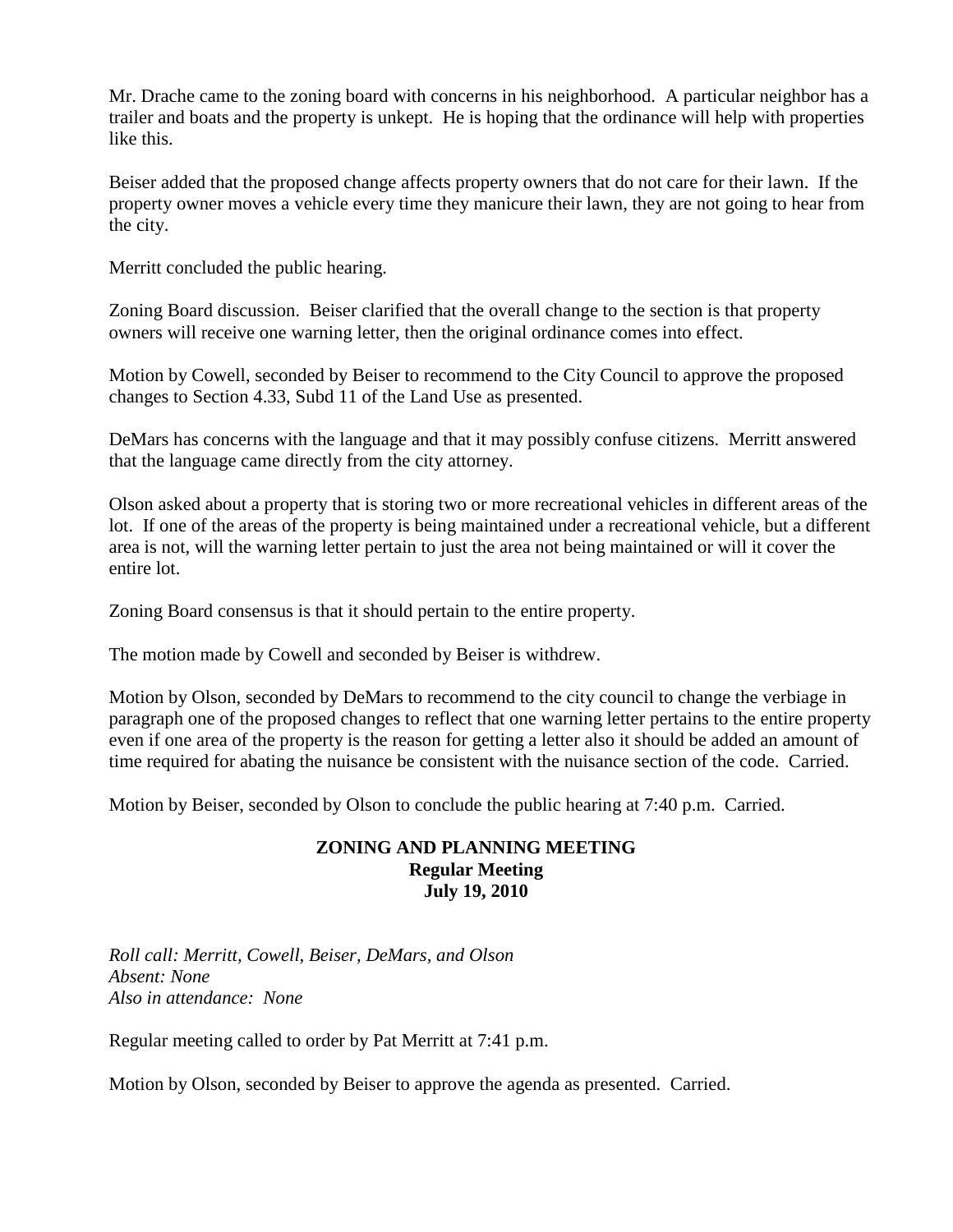Mr. Drache came to the zoning board with concerns in his neighborhood. A particular neighbor has a trailer and boats and the property is unkept. He is hoping that the ordinance will help with properties like this.

Beiser added that the proposed change affects property owners that do not care for their lawn. If the property owner moves a vehicle every time they manicure their lawn, they are not going to hear from the city.

Merritt concluded the public hearing.

Zoning Board discussion. Beiser clarified that the overall change to the section is that property owners will receive one warning letter, then the original ordinance comes into effect.

Motion by Cowell, seconded by Beiser to recommend to the City Council to approve the proposed changes to Section 4.33, Subd 11 of the Land Use as presented.

DeMars has concerns with the language and that it may possibly confuse citizens. Merritt answered that the language came directly from the city attorney.

Olson asked about a property that is storing two or more recreational vehicles in different areas of the lot. If one of the areas of the property is being maintained under a recreational vehicle, but a different area is not, will the warning letter pertain to just the area not being maintained or will it cover the entire lot.

Zoning Board consensus is that it should pertain to the entire property.

The motion made by Cowell and seconded by Beiser is withdrew.

Motion by Olson, seconded by DeMars to recommend to the city council to change the verbiage in paragraph one of the proposed changes to reflect that one warning letter pertains to the entire property even if one area of the property is the reason for getting a letter also it should be added an amount of time required for abating the nuisance be consistent with the nuisance section of the code. Carried.

Motion by Beiser, seconded by Olson to conclude the public hearing at 7:40 p.m. Carried.

**ZONING AND PLANNING MEETING**
**Regular Meeting**
**July 19, 2010**

*Roll call: Merritt, Cowell, Beiser, DeMars, and Olson*
*Absent: None*
*Also in attendance: None*

Regular meeting called to order by Pat Merritt at 7:41 p.m.

Motion by Olson, seconded by Beiser to approve the agenda as presented. Carried.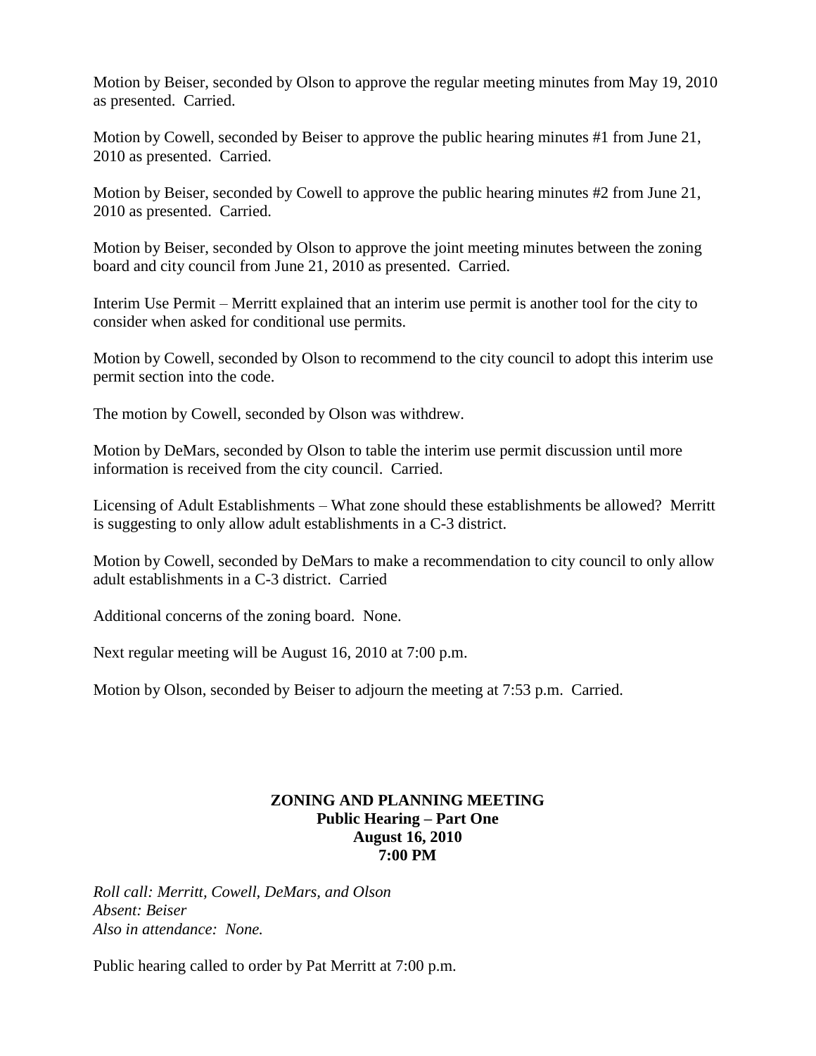Motion by Beiser, seconded by Olson to approve the regular meeting minutes from May 19, 2010 as presented. Carried.

Motion by Cowell, seconded by Beiser to approve the public hearing minutes #1 from June 21, 2010 as presented. Carried.

Motion by Beiser, seconded by Cowell to approve the public hearing minutes #2 from June 21, 2010 as presented. Carried.

Motion by Beiser, seconded by Olson to approve the joint meeting minutes between the zoning board and city council from June 21, 2010 as presented. Carried.

Interim Use Permit – Merritt explained that an interim use permit is another tool for the city to consider when asked for conditional use permits.

Motion by Cowell, seconded by Olson to recommend to the city council to adopt this interim use permit section into the code.

The motion by Cowell, seconded by Olson was withdrew.

Motion by DeMars, seconded by Olson to table the interim use permit discussion until more information is received from the city council. Carried.

Licensing of Adult Establishments – What zone should these establishments be allowed? Merritt is suggesting to only allow adult establishments in a C-3 district.

Motion by Cowell, seconded by DeMars to make a recommendation to city council to only allow adult establishments in a C-3 district. Carried

Additional concerns of the zoning board. None.

Next regular meeting will be August 16, 2010 at 7:00 p.m.

Motion by Olson, seconded by Beiser to adjourn the meeting at 7:53 p.m. Carried.

**ZONING AND PLANNING MEETING**
**Public Hearing – Part One**
**August 16, 2010**
**7:00 PM**

*Roll call: Merritt, Cowell, DeMars, and Olson*
*Absent: Beiser*
*Also in attendance: None.*

Public hearing called to order by Pat Merritt at 7:00 p.m.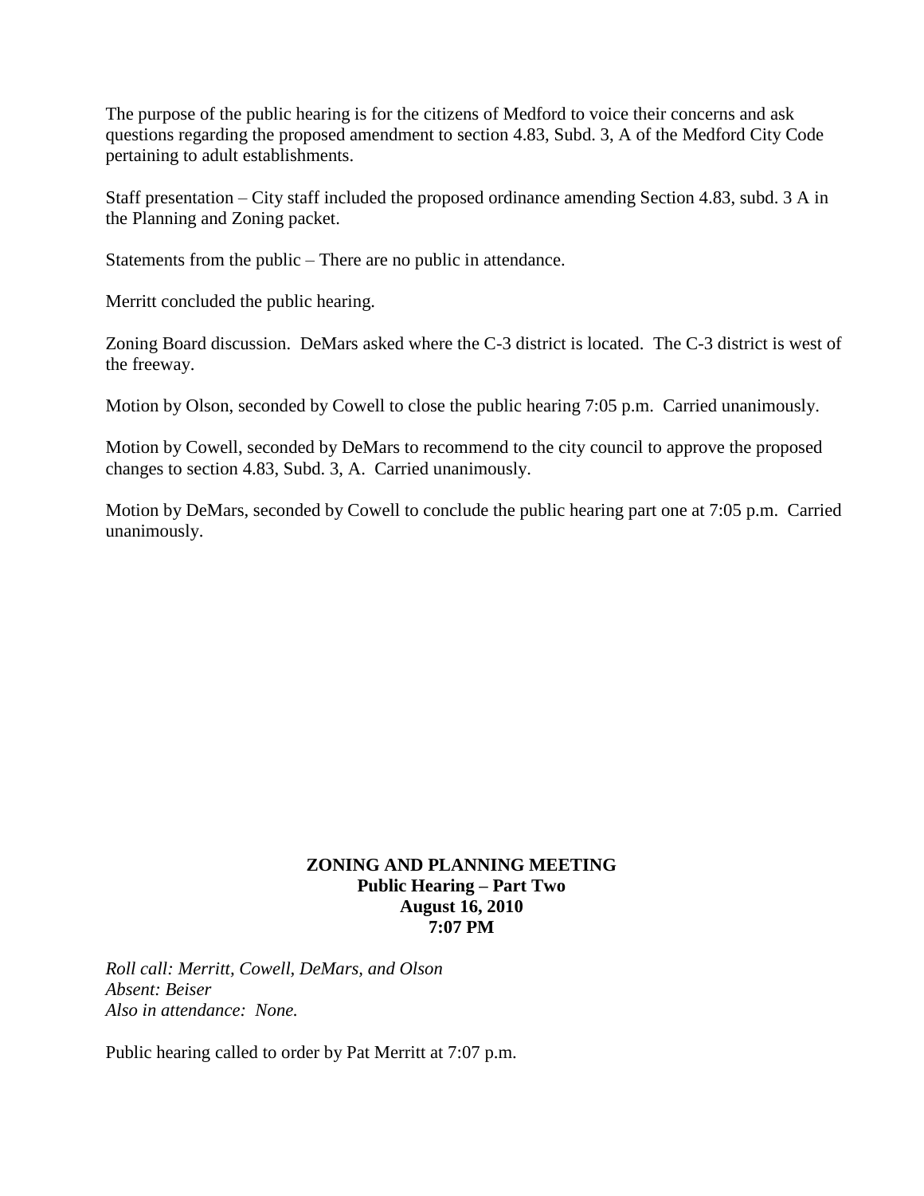The purpose of the public hearing is for the citizens of Medford to voice their concerns and ask questions regarding the proposed amendment to section 4.83, Subd. 3, A of the Medford City Code pertaining to adult establishments.

Staff presentation – City staff included the proposed ordinance amending Section 4.83, subd. 3 A in the Planning and Zoning packet.

Statements from the public – There are no public in attendance.

Merritt concluded the public hearing.

Zoning Board discussion. DeMars asked where the C-3 district is located. The C-3 district is west of the freeway.

Motion by Olson, seconded by Cowell to close the public hearing 7:05 p.m. Carried unanimously.

Motion by Cowell, seconded by DeMars to recommend to the city council to approve the proposed changes to section 4.83, Subd. 3, A. Carried unanimously.

Motion by DeMars, seconded by Cowell to conclude the public hearing part one at 7:05 p.m. Carried unanimously.

**ZONING AND PLANNING MEETING**
**Public Hearing – Part Two**
**August 16, 2010**
**7:07 PM**

*Roll call: Merritt, Cowell, DeMars, and Olson*
*Absent: Beiser*
*Also in attendance: None.*

Public hearing called to order by Pat Merritt at 7:07 p.m.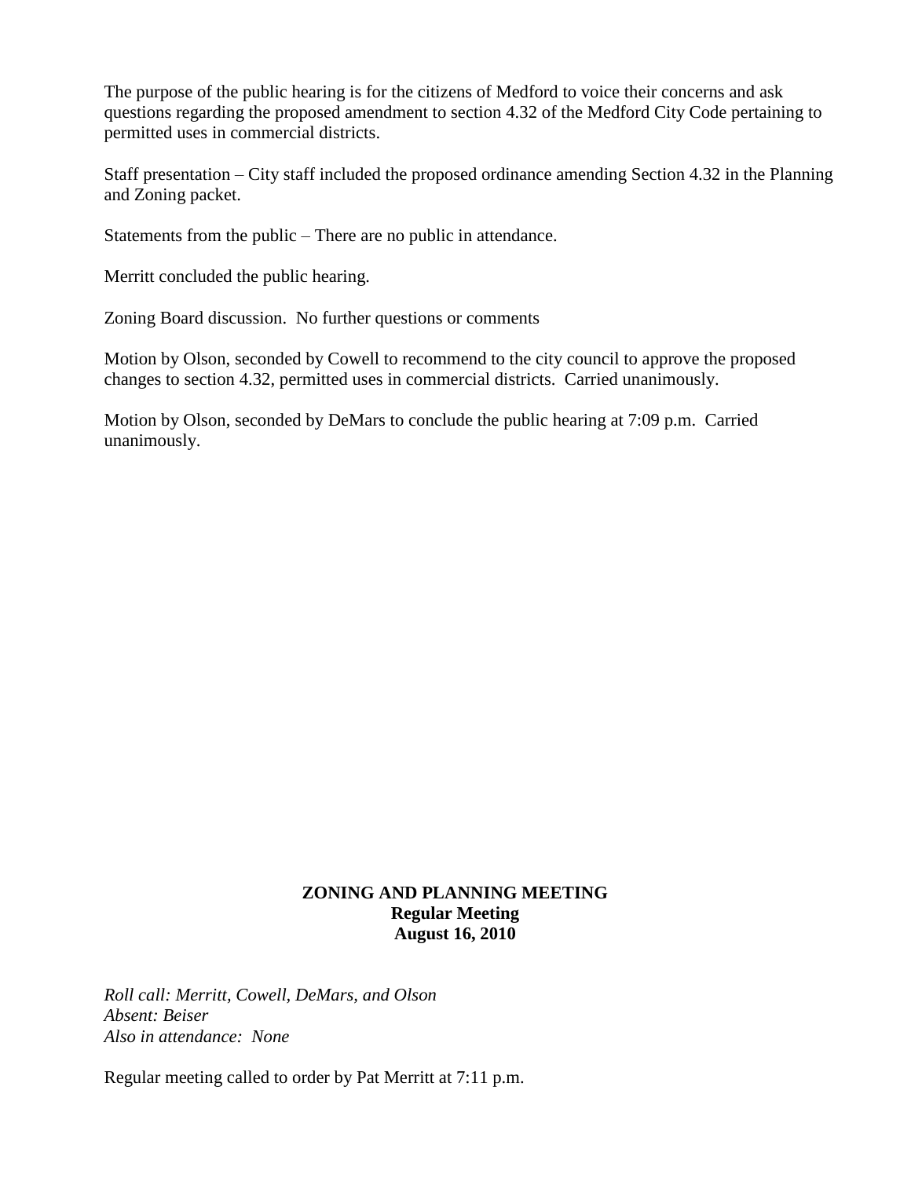The purpose of the public hearing is for the citizens of Medford to voice their concerns and ask questions regarding the proposed amendment to section 4.32 of the Medford City Code pertaining to permitted uses in commercial districts.

Staff presentation – City staff included the proposed ordinance amending Section 4.32 in the Planning and Zoning packet.

Statements from the public – There are no public in attendance.

Merritt concluded the public hearing.

Zoning Board discussion. No further questions or comments

Motion by Olson, seconded by Cowell to recommend to the city council to approve the proposed changes to section 4.32, permitted uses in commercial districts. Carried unanimously.

Motion by Olson, seconded by DeMars to conclude the public hearing at 7:09 p.m. Carried unanimously.

**ZONING AND PLANNING MEETING**
**Regular Meeting**
**August 16, 2010**

*Roll call: Merritt, Cowell, DeMars, and Olson*
*Absent: Beiser*
*Also in attendance: None*

Regular meeting called to order by Pat Merritt at 7:11 p.m.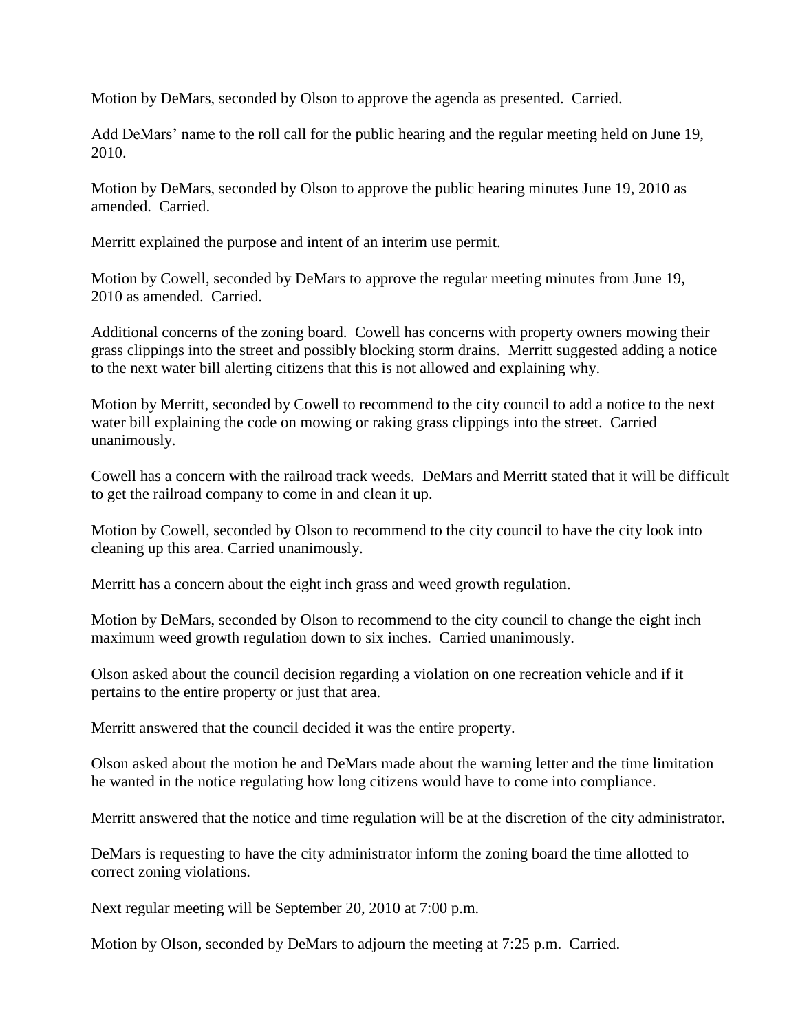Motion by DeMars, seconded by Olson to approve the agenda as presented. Carried.

Add DeMars' name to the roll call for the public hearing and the regular meeting held on June 19, 2010.

Motion by DeMars, seconded by Olson to approve the public hearing minutes June 19, 2010 as amended. Carried.

Merritt explained the purpose and intent of an interim use permit.

Motion by Cowell, seconded by DeMars to approve the regular meeting minutes from June 19, 2010 as amended. Carried.

Additional concerns of the zoning board. Cowell has concerns with property owners mowing their grass clippings into the street and possibly blocking storm drains. Merritt suggested adding a notice to the next water bill alerting citizens that this is not allowed and explaining why.

Motion by Merritt, seconded by Cowell to recommend to the city council to add a notice to the next water bill explaining the code on mowing or raking grass clippings into the street. Carried unanimously.

Cowell has a concern with the railroad track weeds. DeMars and Merritt stated that it will be difficult to get the railroad company to come in and clean it up.

Motion by Cowell, seconded by Olson to recommend to the city council to have the city look into cleaning up this area. Carried unanimously.

Merritt has a concern about the eight inch grass and weed growth regulation.

Motion by DeMars, seconded by Olson to recommend to the city council to change the eight inch maximum weed growth regulation down to six inches. Carried unanimously.

Olson asked about the council decision regarding a violation on one recreation vehicle and if it pertains to the entire property or just that area.

Merritt answered that the council decided it was the entire property.

Olson asked about the motion he and DeMars made about the warning letter and the time limitation he wanted in the notice regulating how long citizens would have to come into compliance.

Merritt answered that the notice and time regulation will be at the discretion of the city administrator.

DeMars is requesting to have the city administrator inform the zoning board the time allotted to correct zoning violations.

Next regular meeting will be September 20, 2010 at 7:00 p.m.

Motion by Olson, seconded by DeMars to adjourn the meeting at 7:25 p.m. Carried.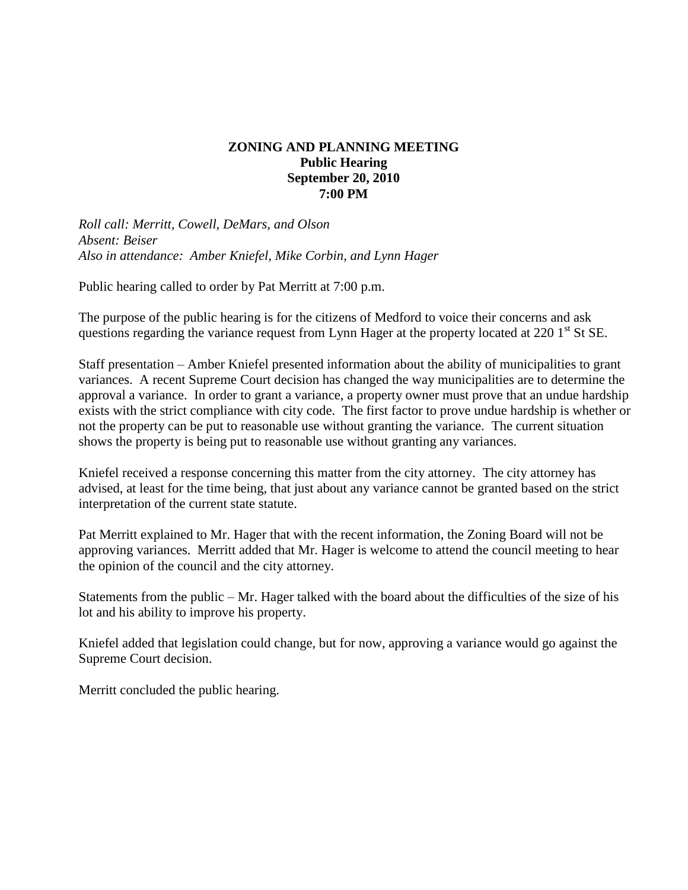**ZONING AND PLANNING MEETING**
**Public Hearing**
**September 20, 2010**
**7:00 PM**

*Roll call: Merritt, Cowell, DeMars, and Olson*
*Absent: Beiser*
*Also in attendance: Amber Kniefel, Mike Corbin, and Lynn Hager*

Public hearing called to order by Pat Merritt at 7:00 p.m.

The purpose of the public hearing is for the citizens of Medford to voice their concerns and ask questions regarding the variance request from Lynn Hager at the property located at 220 1st St SE.

Staff presentation – Amber Kniefel presented information about the ability of municipalities to grant variances. A recent Supreme Court decision has changed the way municipalities are to determine the approval a variance. In order to grant a variance, a property owner must prove that an undue hardship exists with the strict compliance with city code. The first factor to prove undue hardship is whether or not the property can be put to reasonable use without granting the variance. The current situation shows the property is being put to reasonable use without granting any variances.

Kniefel received a response concerning this matter from the city attorney. The city attorney has advised, at least for the time being, that just about any variance cannot be granted based on the strict interpretation of the current state statute.

Pat Merritt explained to Mr. Hager that with the recent information, the Zoning Board will not be approving variances. Merritt added that Mr. Hager is welcome to attend the council meeting to hear the opinion of the council and the city attorney.

Statements from the public – Mr. Hager talked with the board about the difficulties of the size of his lot and his ability to improve his property.

Kniefel added that legislation could change, but for now, approving a variance would go against the Supreme Court decision.

Merritt concluded the public hearing.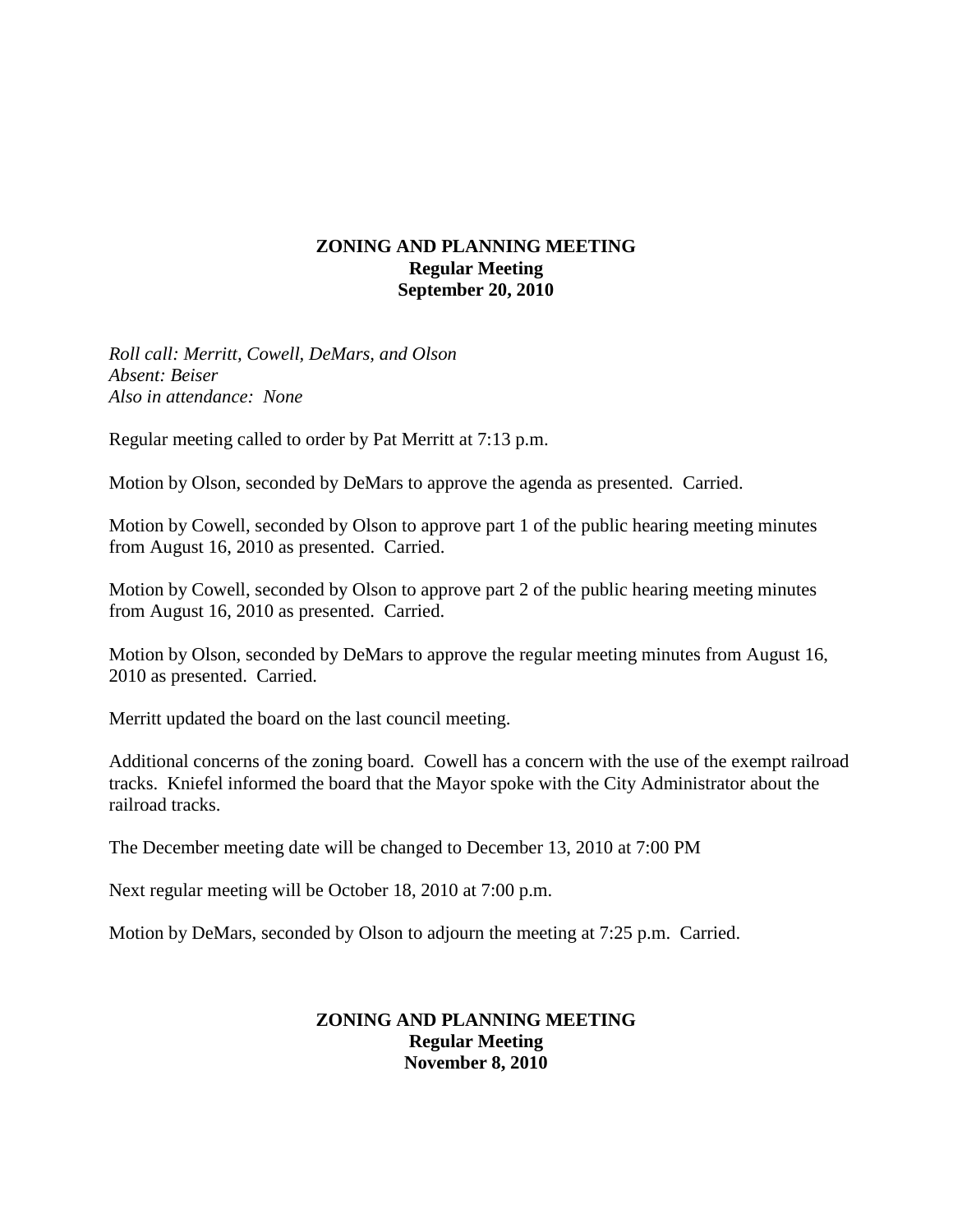**ZONING AND PLANNING MEETING**
**Regular Meeting**
**September 20, 2010**

*Roll call: Merritt, Cowell, DeMars, and Olson*
*Absent: Beiser*
*Also in attendance: None*

Regular meeting called to order by Pat Merritt at 7:13 p.m.

Motion by Olson, seconded by DeMars to approve the agenda as presented. Carried.

Motion by Cowell, seconded by Olson to approve part 1 of the public hearing meeting minutes from August 16, 2010 as presented. Carried.

Motion by Cowell, seconded by Olson to approve part 2 of the public hearing meeting minutes from August 16, 2010 as presented. Carried.

Motion by Olson, seconded by DeMars to approve the regular meeting minutes from August 16, 2010 as presented. Carried.

Merritt updated the board on the last council meeting.

Additional concerns of the zoning board. Cowell has a concern with the use of the exempt railroad tracks. Kniefel informed the board that the Mayor spoke with the City Administrator about the railroad tracks.

The December meeting date will be changed to December 13, 2010 at 7:00 PM

Next regular meeting will be October 18, 2010 at 7:00 p.m.

Motion by DeMars, seconded by Olson to adjourn the meeting at 7:25 p.m. Carried.

**ZONING AND PLANNING MEETING**
**Regular Meeting**
**November 8, 2010**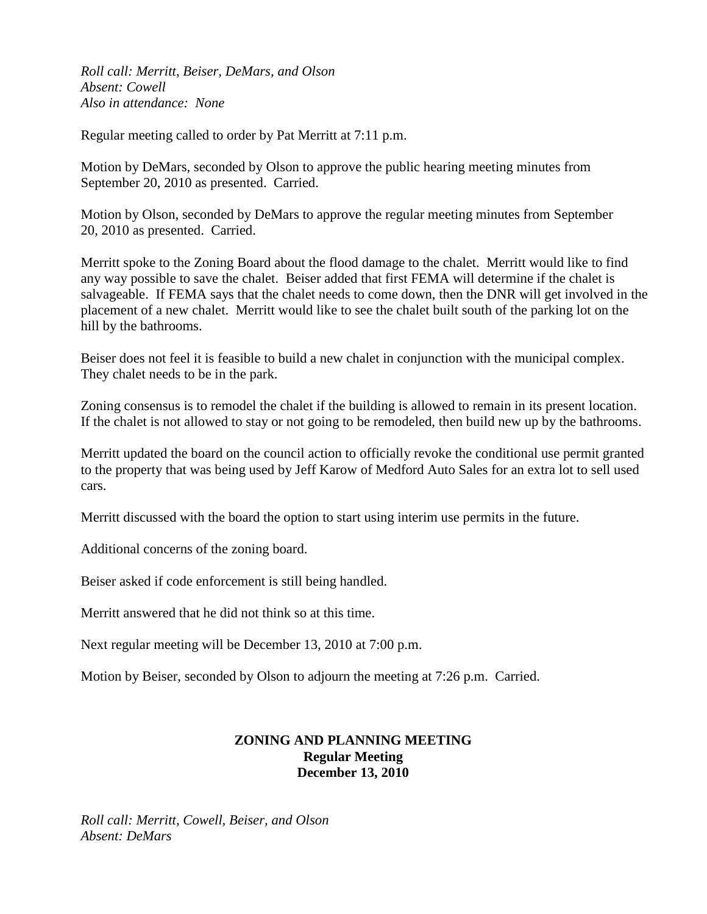*Roll call: Merritt, Beiser, DeMars, and Olson*
*Absent: Cowell*
*Also in attendance: None*

Regular meeting called to order by Pat Merritt at 7:11 p.m.

Motion by DeMars, seconded by Olson to approve the public hearing meeting minutes from September 20, 2010 as presented. Carried.

Motion by Olson, seconded by DeMars to approve the regular meeting minutes from September 20, 2010 as presented. Carried.

Merritt spoke to the Zoning Board about the flood damage to the chalet. Merritt would like to find any way possible to save the chalet. Beiser added that first FEMA will determine if the chalet is salvageable. If FEMA says that the chalet needs to come down, then the DNR will get involved in the placement of a new chalet. Merritt would like to see the chalet built south of the parking lot on the hill by the bathrooms.

Beiser does not feel it is feasible to build a new chalet in conjunction with the municipal complex. They chalet needs to be in the park.

Zoning consensus is to remodel the chalet if the building is allowed to remain in its present location. If the chalet is not allowed to stay or not going to be remodeled, then build new up by the bathrooms.

Merritt updated the board on the council action to officially revoke the conditional use permit granted to the property that was being used by Jeff Karow of Medford Auto Sales for an extra lot to sell used cars.

Merritt discussed with the board the option to start using interim use permits in the future.

Additional concerns of the zoning board.

Beiser asked if code enforcement is still being handled.

Merritt answered that he did not think so at this time.

Next regular meeting will be December 13, 2010 at 7:00 p.m.

Motion by Beiser, seconded by Olson to adjourn the meeting at 7:26 p.m. Carried.

**ZONING AND PLANNING MEETING**
**Regular Meeting**
**December 13, 2010**

*Roll call: Merritt, Cowell, Beiser, and Olson*
*Absent: DeMars*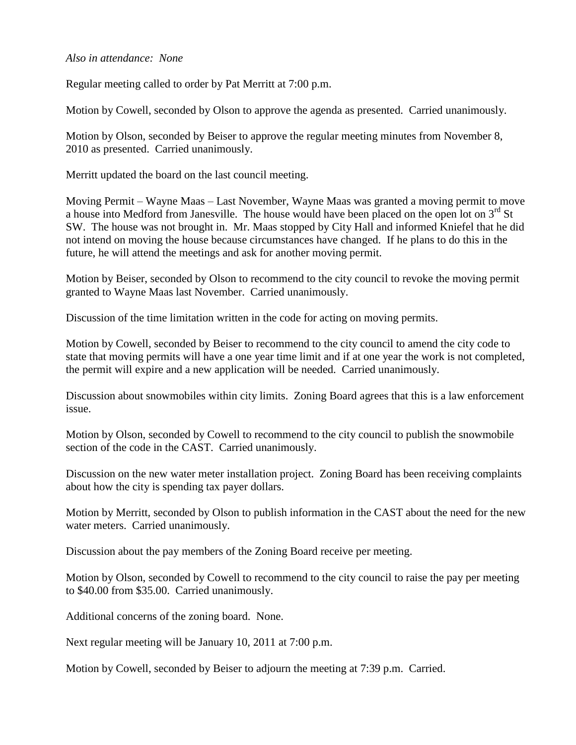*Also in attendance: None*

Regular meeting called to order by Pat Merritt at 7:00 p.m.

Motion by Cowell, seconded by Olson to approve the agenda as presented. Carried unanimously.

Motion by Olson, seconded by Beiser to approve the regular meeting minutes from November 8, 2010 as presented. Carried unanimously.

Merritt updated the board on the last council meeting.

Moving Permit – Wayne Maas – Last November, Wayne Maas was granted a moving permit to move a house into Medford from Janesville. The house would have been placed on the open lot on 3rd St SW. The house was not brought in. Mr. Maas stopped by City Hall and informed Kniefel that he did not intend on moving the house because circumstances have changed. If he plans to do this in the future, he will attend the meetings and ask for another moving permit.

Motion by Beiser, seconded by Olson to recommend to the city council to revoke the moving permit granted to Wayne Maas last November. Carried unanimously.

Discussion of the time limitation written in the code for acting on moving permits.

Motion by Cowell, seconded by Beiser to recommend to the city council to amend the city code to state that moving permits will have a one year time limit and if at one year the work is not completed, the permit will expire and a new application will be needed. Carried unanimously.

Discussion about snowmobiles within city limits. Zoning Board agrees that this is a law enforcement issue.

Motion by Olson, seconded by Cowell to recommend to the city council to publish the snowmobile section of the code in the CAST. Carried unanimously.

Discussion on the new water meter installation project. Zoning Board has been receiving complaints about how the city is spending tax payer dollars.

Motion by Merritt, seconded by Olson to publish information in the CAST about the need for the new water meters. Carried unanimously.

Discussion about the pay members of the Zoning Board receive per meeting.

Motion by Olson, seconded by Cowell to recommend to the city council to raise the pay per meeting to $40.00 from $35.00. Carried unanimously.

Additional concerns of the zoning board. None.

Next regular meeting will be January 10, 2011 at 7:00 p.m.

Motion by Cowell, seconded by Beiser to adjourn the meeting at 7:39 p.m. Carried.